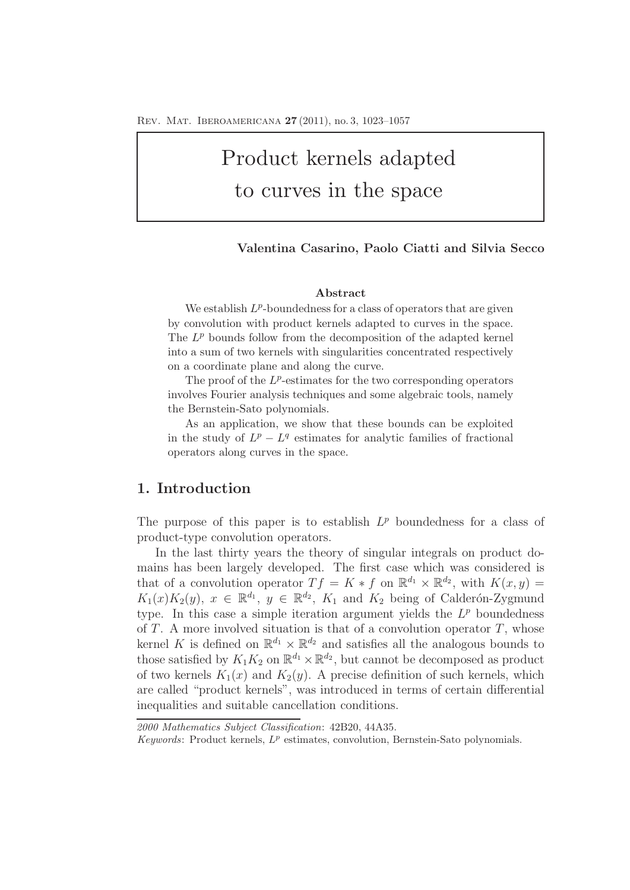# Product kernels adapted to curves in the space

**Valentina Casarino, Paolo Ciatti and Silvia Secco**

### Abstract

We establish $L^p$-boundedness for a class of operators that are given by convolution with product kernels adapted to curves in the space. The $L^p$ bounds follow from the decomposition of the adapted kernel into a sum of two kernels with singularities concentrated respectively on a coordinate plane and along the curve.

The proof of the $L^p$-estimates for the two corresponding operators involves Fourier analysis techniques and some algebraic tools, namely the Bernstein-Sato polynomials.

As an application, we show that these bounds can be exploited in the study of $L^p - L^q$ estimates for analytic families of fractional operators along curves in the space.

## 1. Introduction

The purpose of this paper is to establish $L^p$ boundedness for a class of product-type convolution operators.

In the last thirty years the theory of singular integrals on product domains has been largely developed. The first case which was considered is that of a convolution operator $Tf = K * f$ on $\mathbb{R}^{d_1} \times \mathbb{R}^{d_2}$, with $K(x, y) = K_1(x)K_2(y)$, $x \in \mathbb{R}^{d_1}$, $y \in \mathbb{R}^{d_2}$, $K_1$ and $K_2$ being of Calderón-Zygmund type. In this case a simple iteration argument yields the $L^p$ boundedness of $T$. A more involved situation is that of a convolution operator $T$, whose kernel $K$ is defined on $\mathbb{R}^{d_1} \times \mathbb{R}^{d_2}$ and satisfies all the analogous bounds to those satisfied by $K_1K_2$ on $\mathbb{R}^{d_1} \times \mathbb{R}^{d_2}$, but cannot be decomposed as product of two kernels $K_1(x)$ and $K_2(y)$. A precise definition of such kernels, which are called "product kernels", was introduced in terms of certain differential inequalities and suitable cancellation conditions.

---

*2000 Mathematics Subject Classification*: 42B20, 44A35.

*Keywords*: Product kernels, $L^p$ estimates, convolution, Bernstein-Sato polynomials.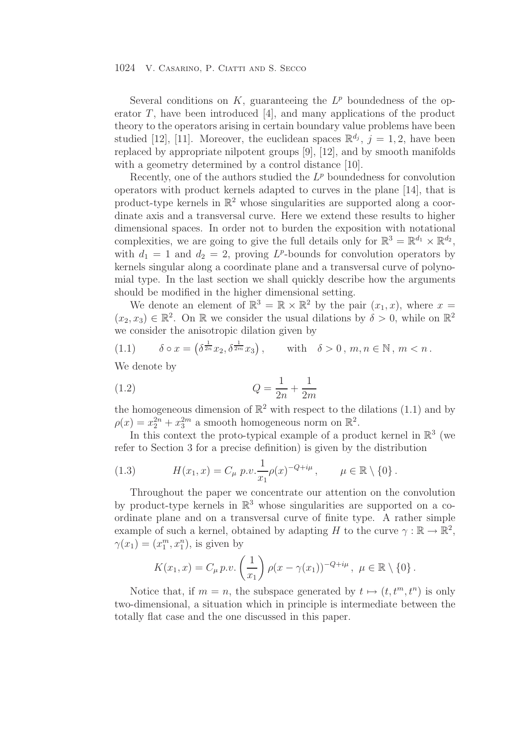Several conditions on $K$, guaranteeing the $L^p$ boundedness of the operator $T$, have been introduced [4], and many applications of the product theory to the operators arising in certain boundary value problems have been studied [12], [11]. Moreover, the euclidean spaces $\mathbb{R}^{d_j}$, $j = 1, 2$, have been replaced by appropriate nilpotent groups [9], [12], and by smooth manifolds with a geometry determined by a control distance [10].

Recently, one of the authors studied the $L^p$ boundedness for convolution operators with product kernels adapted to curves in the plane [14], that is product-type kernels in $\mathbb{R}^2$ whose singularities are supported along a coordinate axis and a transversal curve. Here we extend these results to higher dimensional spaces. In order not to burden the exposition with notational complexities, we are going to give the full details only for $\mathbb{R}^3 = \mathbb{R}^{d_1} \times \mathbb{R}^{d_2}$, with $d_1 = 1$ and $d_2 = 2$, proving $L^p$-bounds for convolution operators by kernels singular along a coordinate plane and a transversal curve of polynomial type. In the last section we shall quickly describe how the arguments should be modified in the higher dimensional setting.

We denote an element of $\mathbb{R}^3 = \mathbb{R} \times \mathbb{R}^2$ by the pair $(x_1, x)$, where $x = (x_2, x_3) \in \mathbb{R}^2$. On $\mathbb{R}$ we consider the usual dilations by $\delta > 0$, while on $\mathbb{R}^2$ we consider the anisotropic dilation given by

$$(1.1) \qquad \delta \circ x = \left(\delta^{\frac{1}{2n}} x_2, \delta^{\frac{1}{2m}} x_3\right), \qquad \text{with} \quad \delta > 0\,,\, m, n \in \mathbb{N}\,,\, m < n\,.$$

We denote by

$$(1.2) \qquad Q = \frac{1}{2n} + \frac{1}{2m}$$

the homogeneous dimension of $\mathbb{R}^2$ with respect to the dilations (1.1) and by $\rho(x) = x_2^{2n} + x_3^{2m}$ a smooth homogeneous norm on $\mathbb{R}^2$.

In this context the proto-typical example of a product kernel in $\mathbb{R}^3$ (we refer to Section 3 for a precise definition) is given by the distribution

$$(1.3) \qquad H(x_1, x) = C_\mu \; p.v. \frac{1}{x_1} \rho(x)^{-Q+i\mu}\,, \qquad \mu \in \mathbb{R} \setminus \{0\}\,.$$

Throughout the paper we concentrate our attention on the convolution by product-type kernels in $\mathbb{R}^3$ whose singularities are supported on a coordinate plane and on a transversal curve of finite type. A rather simple example of such a kernel, obtained by adapting $H$ to the curve $\gamma : \mathbb{R} \to \mathbb{R}^2$, $\gamma(x_1) = (x_1^m, x_1^n)$, is given by

$$K(x_1, x) = C_\mu \, p.v. \left(\frac{1}{x_1}\right) \rho(x - \gamma(x_1))^{-Q+i\mu}\,,\ \mu \in \mathbb{R} \setminus \{0\}\,.$$

Notice that, if $m = n$, the subspace generated by $t \mapsto (t, t^m, t^n)$ is only two-dimensional, a situation which in principle is intermediate between the totally flat case and the one discussed in this paper.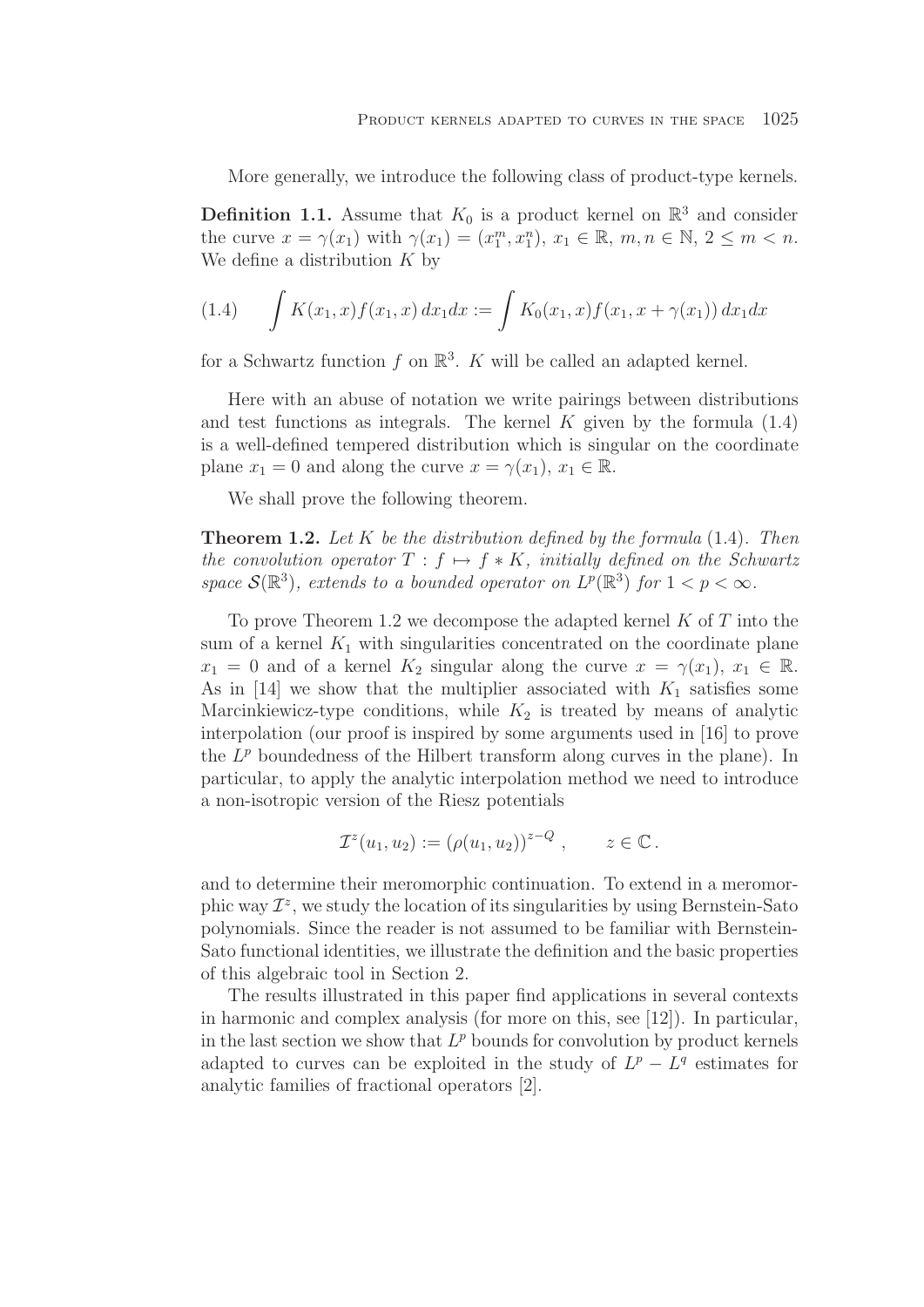More generally, we introduce the following class of product-type kernels.

**Definition 1.1.** Assume that $K_0$ is a product kernel on $\mathbb{R}^3$ and consider the curve $x = \gamma(x_1)$ with $\gamma(x_1) = (x_1^m, x_1^n)$, $x_1 \in \mathbb{R}$, $m, n \in \mathbb{N}$, $2 \leq m < n$. We define a distribution $K$ by

$$\int K(x_1, x)f(x_1, x)\, dx_1 dx := \int K_0(x_1, x)f(x_1, x + \gamma(x_1))\, dx_1 dx \tag{1.4}$$

for a Schwartz function $f$ on $\mathbb{R}^3$. $K$ will be called an adapted kernel.

Here with an abuse of notation we write pairings between distributions and test functions as integrals. The kernel $K$ given by the formula (1.4) is a well-defined tempered distribution which is singular on the coordinate plane $x_1 = 0$ and along the curve $x = \gamma(x_1)$, $x_1 \in \mathbb{R}$.

We shall prove the following theorem.

**Theorem 1.2.** *Let $K$ be the distribution defined by the formula* (1.4)*. Then the convolution operator $T : f \mapsto f * K$, initially defined on the Schwartz space $\mathcal{S}(\mathbb{R}^3)$, extends to a bounded operator on $L^p(\mathbb{R}^3)$ for $1 < p < \infty$.*

To prove Theorem 1.2 we decompose the adapted kernel $K$ of $T$ into the sum of a kernel $K_1$ with singularities concentrated on the coordinate plane $x_1 = 0$ and of a kernel $K_2$ singular along the curve $x = \gamma(x_1)$, $x_1 \in \mathbb{R}$. As in [14] we show that the multiplier associated with $K_1$ satisfies some Marcinkiewicz-type conditions, while $K_2$ is treated by means of analytic interpolation (our proof is inspired by some arguments used in [16] to prove the $L^p$ boundedness of the Hilbert transform along curves in the plane). In particular, to apply the analytic interpolation method we need to introduce a non-isotropic version of the Riesz potentials

$$\mathcal{I}^z(u_1, u_2) := (\rho(u_1, u_2))^{z-Q}\ , \qquad z \in \mathbb{C}\,.$$

and to determine their meromorphic continuation. To extend in a meromorphic way $\mathcal{I}^z$, we study the location of its singularities by using Bernstein-Sato polynomials. Since the reader is not assumed to be familiar with Bernstein-Sato functional identities, we illustrate the definition and the basic properties of this algebraic tool in Section 2.

The results illustrated in this paper find applications in several contexts in harmonic and complex analysis (for more on this, see [12]). In particular, in the last section we show that $L^p$ bounds for convolution by product kernels adapted to curves can be exploited in the study of $L^p - L^q$ estimates for analytic families of fractional operators [2].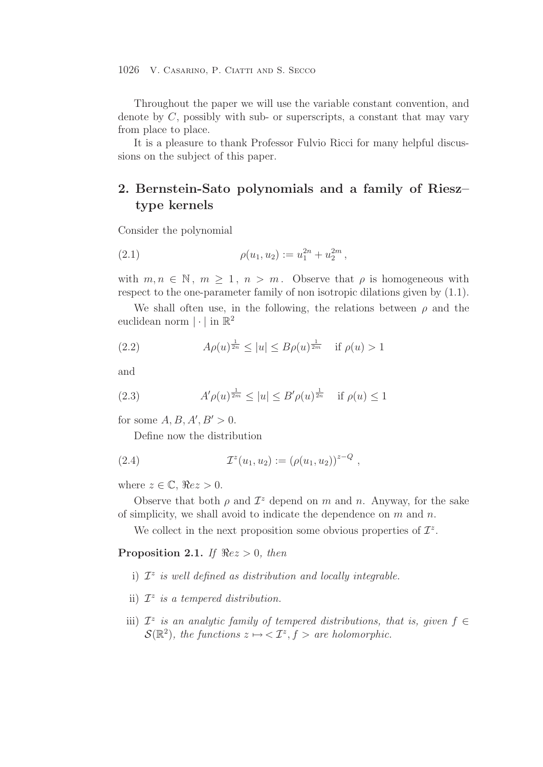Throughout the paper we will use the variable constant convention, and denote by $C$, possibly with sub- or superscripts, a constant that may vary from place to place.

It is a pleasure to thank Professor Fulvio Ricci for many helpful discussions on the subject of this paper.

## 2. Bernstein-Sato polynomials and a family of Riesz–type kernels

Consider the polynomial

$$\rho(u_1, u_2) := u_1^{2n} + u_2^{2m}, \tag{2.1}$$

with $m, n \in \mathbb{N}$, $m \geq 1$, $n > m$. Observe that $\rho$ is homogeneous with respect to the one-parameter family of non isotropic dilations given by (1.1).

We shall often use, in the following, the relations between $\rho$ and the euclidean norm $|\cdot|$ in $\mathbb{R}^2$

$$A\rho(u)^{\frac{1}{2n}} \leq |u| \leq B\rho(u)^{\frac{1}{2m}} \quad \text{if } \rho(u) > 1 \tag{2.2}$$

and

$$A'\rho(u)^{\frac{1}{2m}} \leq |u| \leq B'\rho(u)^{\frac{1}{2n}} \quad \text{if } \rho(u) \leq 1 \tag{2.3}$$

for some $A, B, A', B' > 0$.

Define now the distribution

$$\mathcal{I}^z(u_1, u_2) := (\rho(u_1, u_2))^{z-Q}, \tag{2.4}$$

where $z \in \mathbb{C}$, $\Re e z > 0$.

Observe that both $\rho$ and $\mathcal{I}^z$ depend on $m$ and $n$. Anyway, for the sake of simplicity, we shall avoid to indicate the dependence on $m$ and $n$.

We collect in the next proposition some obvious properties of $\mathcal{I}^z$.

**Proposition 2.1.** *If $\Re e z > 0$, then*

- i) *$\mathcal{I}^z$ is well defined as distribution and locally integrable.*
- ii) *$\mathcal{I}^z$ is a tempered distribution.*
- iii) *$\mathcal{I}^z$ is an analytic family of tempered distributions, that is, given $f \in \mathcal{S}(\mathbb{R}^2)$, the functions $z \mapsto < \mathcal{I}^z, f >$ are holomorphic.*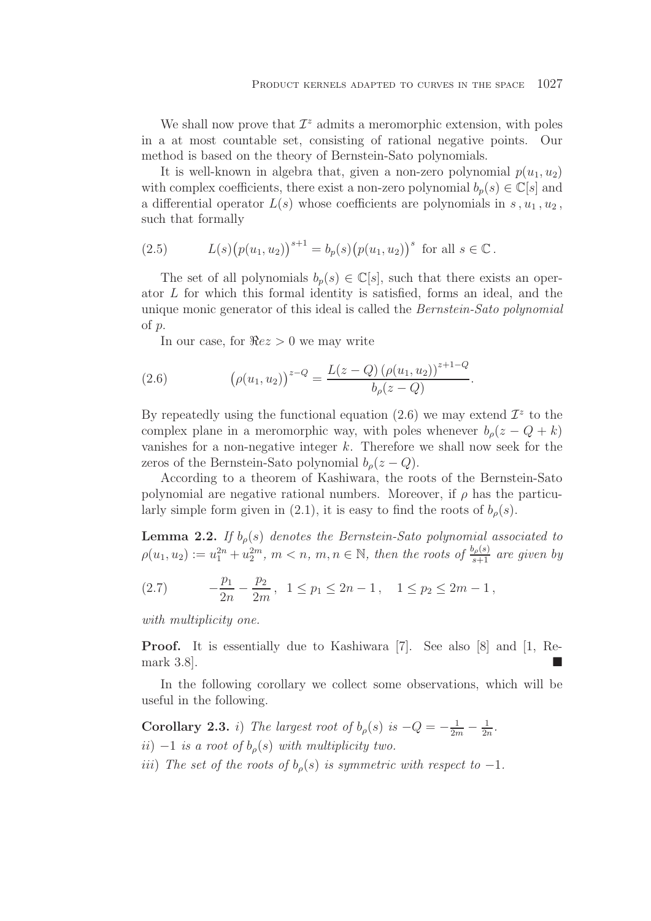We shall now prove that $\mathcal{I}^z$ admits a meromorphic extension, with poles in a at most countable set, consisting of rational negative points. Our method is based on the theory of Bernstein-Sato polynomials.

It is well-known in algebra that, given a non-zero polynomial $p(u_1, u_2)$ with complex coefficients, there exist a non-zero polynomial $b_p(s) \in \mathbb{C}[s]$ and a differential operator $L(s)$ whose coefficients are polynomials in $s, u_1, u_2$, such that formally

$$L(s)\big(p(u_1, u_2)\big)^{s+1} = b_p(s)\big(p(u_1, u_2)\big)^s \text{ for all } s \in \mathbb{C}. \tag{2.5}$$

The set of all polynomials $b_p(s) \in \mathbb{C}[s]$, such that there exists an operator $L$ for which this formal identity is satisfied, forms an ideal, and the unique monic generator of this ideal is called the *Bernstein-Sato polynomial* of $p$.

In our case, for $\Re e z > 0$ we may write

$$\big(\rho(u_1, u_2)\big)^{z-Q} = \frac{L(z-Q)\,(\rho(u_1, u_2))^{z+1-Q}}{b_\rho(z-Q)}. \tag{2.6}$$

By repeatedly using the functional equation (2.6) we may extend $\mathcal{I}^z$ to the complex plane in a meromorphic way, with poles whenever $b_\rho(z - Q + k)$ vanishes for a non-negative integer $k$. Therefore we shall now seek for the zeros of the Bernstein-Sato polynomial $b_\rho(z - Q)$.

According to a theorem of Kashiwara, the roots of the Bernstein-Sato polynomial are negative rational numbers. Moreover, if $\rho$ has the particularly simple form given in (2.1), it is easy to find the roots of $b_\rho(s)$.

**Lemma 2.2.** *If $b_\rho(s)$ denotes the Bernstein-Sato polynomial associated to $\rho(u_1, u_2) := u_1^{2n} + u_2^{2m}$, $m < n$, $m, n \in \mathbb{N}$, then the roots of $\frac{b_\rho(s)}{s+1}$ are given by*

$$-\frac{p_1}{2n} - \frac{p_2}{2m}, \quad 1 \le p_1 \le 2n-1, \quad 1 \le p_2 \le 2m-1, \tag{2.7}$$

*with multiplicity one.*

**Proof.** It is essentially due to Kashiwara [7]. See also [8] and [1, Remark 3.8]. ∎

In the following corollary we collect some observations, which will be useful in the following.

**Corollary 2.3.** *i) The largest root of $b_\rho(s)$ is $-Q = -\frac{1}{2m} - \frac{1}{2n}$.*

*ii) $-1$ is a root of $b_\rho(s)$ with multiplicity two.*

*iii) The set of the roots of $b_\rho(s)$ is symmetric with respect to $-1$.*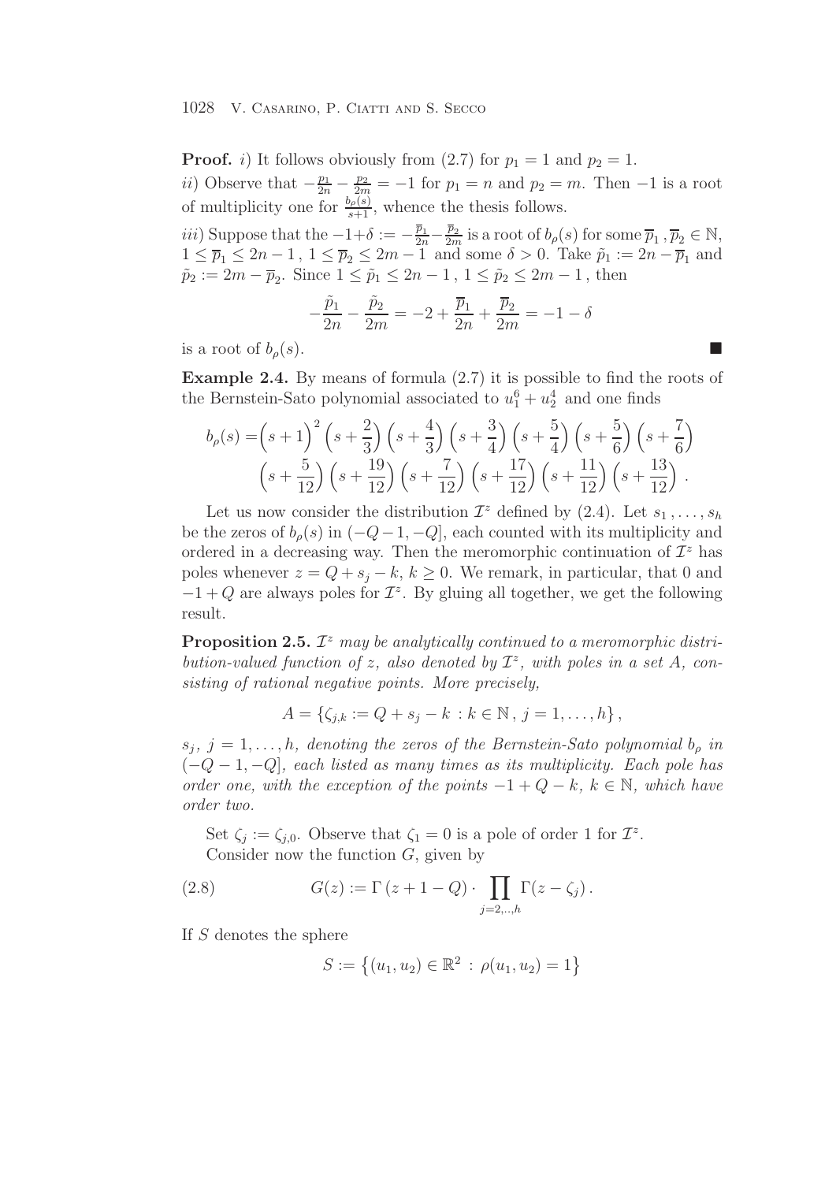**Proof.** *i)* It follows obviously from (2.7) for $p_1 = 1$ and $p_2 = 1$.

*ii)* Observe that $-\frac{p_1}{2n} - \frac{p_2}{2m} = -1$ for $p_1 = n$ and $p_2 = m$. Then $-1$ is a root of multiplicity one for $\frac{b_\rho(s)}{s+1}$, whence the thesis follows.

*iii)* Suppose that the $-1+\delta := -\frac{\overline{p}_1}{2n} - \frac{\overline{p}_2}{2m}$ is a root of $b_\rho(s)$ for some $\overline{p}_1, \overline{p}_2 \in \mathbb{N}$, $1 \leq \overline{p}_1 \leq 2n-1$, $1 \leq \overline{p}_2 \leq 2m-1$ and some $\delta > 0$. Take $\tilde{p}_1 := 2n - \overline{p}_1$ and $\tilde{p}_2 := 2m - \overline{p}_2$. Since $1 \leq \tilde{p}_1 \leq 2n-1$, $1 \leq \tilde{p}_2 \leq 2m-1$, then

$$-\frac{\tilde{p}_1}{2n} - \frac{\tilde{p}_2}{2m} = -2 + \frac{\overline{p}_1}{2n} + \frac{\overline{p}_2}{2m} = -1 - \delta$$

is a root of $b_\rho(s)$. ■

**Example 2.4.** By means of formula (2.7) it is possible to find the roots of the Bernstein-Sato polynomial associated to $u_1^6 + u_2^4$ and one finds

$$b_\rho(s) = \left(s+1\right)^2 \left(s+\frac{2}{3}\right)\left(s+\frac{4}{3}\right)\left(s+\frac{3}{4}\right)\left(s+\frac{5}{4}\right)\left(s+\frac{5}{6}\right)\left(s+\frac{7}{6}\right)$$
$$\left(s+\frac{5}{12}\right)\left(s+\frac{19}{12}\right)\left(s+\frac{7}{12}\right)\left(s+\frac{17}{12}\right)\left(s+\frac{11}{12}\right)\left(s+\frac{13}{12}\right).$$

Let us now consider the distribution $\mathcal{I}^z$ defined by (2.4). Let $s_1, \ldots, s_h$ be the zeros of $b_\rho(s)$ in $(-Q-1, -Q]$, each counted with its multiplicity and ordered in a decreasing way. Then the meromorphic continuation of $\mathcal{I}^z$ has poles whenever $z = Q + s_j - k$, $k \geq 0$. We remark, in particular, that 0 and $-1+Q$ are always poles for $\mathcal{I}^z$. By gluing all together, we get the following result.

**Proposition 2.5.** *$\mathcal{I}^z$ may be analytically continued to a meromorphic distribution-valued function of $z$, also denoted by $\mathcal{I}^z$, with poles in a set $A$, consisting of rational negative points. More precisely,*

$$A = \{\zeta_{j,k} := Q + s_j - k \,:\, k \in \mathbb{N},\, j = 1, \ldots, h\},$$

*$s_j$, $j = 1, \ldots, h$, denoting the zeros of the Bernstein-Sato polynomial $b_\rho$ in $(-Q-1, -Q]$, each listed as many times as its multiplicity. Each pole has order one, with the exception of the points $-1+Q-k$, $k \in \mathbb{N}$, which have order two.*

Set $\zeta_j := \zeta_{j,0}$. Observe that $\zeta_1 = 0$ is a pole of order 1 for $\mathcal{I}^z$.

Consider now the function $G$, given by

$$G(z) := \Gamma\left(z+1-Q\right) \cdot \prod_{j=2,..,h} \Gamma(z - \zeta_j). \tag{2.8}$$

If $S$ denotes the sphere

$$S := \left\{(u_1, u_2) \in \mathbb{R}^2 \,:\, \rho(u_1, u_2) = 1\right\}$$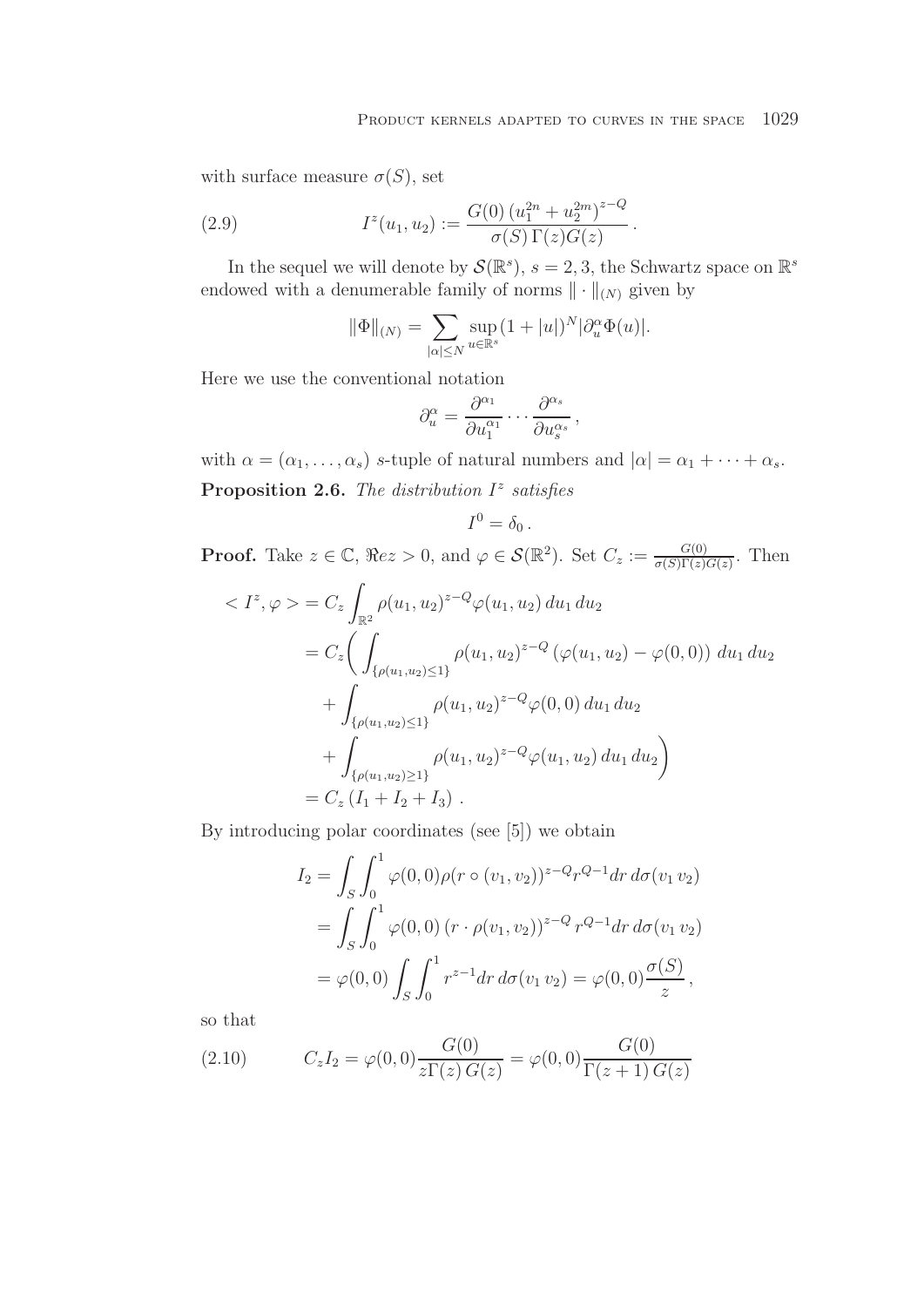with surface measure $\sigma(S)$, set

$$I^z(u_1, u_2) := \frac{G(0)\,(u_1^{2n} + u_2^{2m})^{z-Q}}{\sigma(S)\,\Gamma(z) G(z)}\,. \tag{2.9}$$

In the sequel we will denote by $\mathcal{S}(\mathbb{R}^s)$, $s = 2, 3$, the Schwartz space on $\mathbb{R}^s$ endowed with a denumerable family of norms $\|\cdot\|_{(N)}$ given by

$$\|\Phi\|_{(N)} = \sum_{|\alpha| \leq N} \sup_{u \in \mathbb{R}^s} (1 + |u|)^N |\partial_u^\alpha \Phi(u)|.$$

Here we use the conventional notation

$$\partial_u^\alpha = \frac{\partial^{\alpha_1}}{\partial u_1^{\alpha_1}} \cdots \frac{\partial^{\alpha_s}}{\partial u_s^{\alpha_s}}\,,$$

with $\alpha = (\alpha_1, \ldots, \alpha_s)$ $s$-tuple of natural numbers and $|\alpha| = \alpha_1 + \cdots + \alpha_s$.

**Proposition 2.6.** *The distribution $I^z$ satisfies*

$$I^0 = \delta_0\,.$$

**Proof.** Take $z \in \mathbb{C}$, $\Re e z > 0$, and $\varphi \in \mathcal{S}(\mathbb{R}^2)$. Set $C_z := \frac{G(0)}{\sigma(S)\Gamma(z)G(z)}$. Then

$$\begin{aligned}
< I^z, \varphi > &= C_z \int_{\mathbb{R}^2} \rho(u_1, u_2)^{z-Q} \varphi(u_1, u_2)\, du_1\, du_2 \\
&= C_z \Big( \int_{\{\rho(u_1,u_2) \leq 1\}} \rho(u_1, u_2)^{z-Q} \left(\varphi(u_1, u_2) - \varphi(0, 0)\right)\, du_1\, du_2 \\
&\quad + \int_{\{\rho(u_1,u_2) \leq 1\}} \rho(u_1, u_2)^{z-Q} \varphi(0, 0)\, du_1\, du_2 \\
&\quad + \int_{\{\rho(u_1,u_2) \geq 1\}} \rho(u_1, u_2)^{z-Q} \varphi(u_1, u_2)\, du_1\, du_2 \Big) \\
&= C_z \left(I_1 + I_2 + I_3\right)\,.
\end{aligned}$$

By introducing polar coordinates (see [5]) we obtain

$$\begin{aligned}
I_2 &= \int_S \int_0^1 \varphi(0, 0) \rho(r \circ (v_1, v_2))^{z-Q} r^{Q-1} dr\, d\sigma(v_1\, v_2) \\
&= \int_S \int_0^1 \varphi(0, 0) \left(r \cdot \rho(v_1, v_2)\right)^{z-Q} r^{Q-1} dr\, d\sigma(v_1\, v_2) \\
&= \varphi(0, 0) \int_S \int_0^1 r^{z-1} dr\, d\sigma(v_1\, v_2) = \varphi(0, 0) \frac{\sigma(S)}{z}\,,
\end{aligned}$$

so that

$$C_z I_2 = \varphi(0, 0) \frac{G(0)}{z\Gamma(z)\, G(z)} = \varphi(0, 0) \frac{G(0)}{\Gamma(z + 1)\, G(z)} \tag{2.10}$$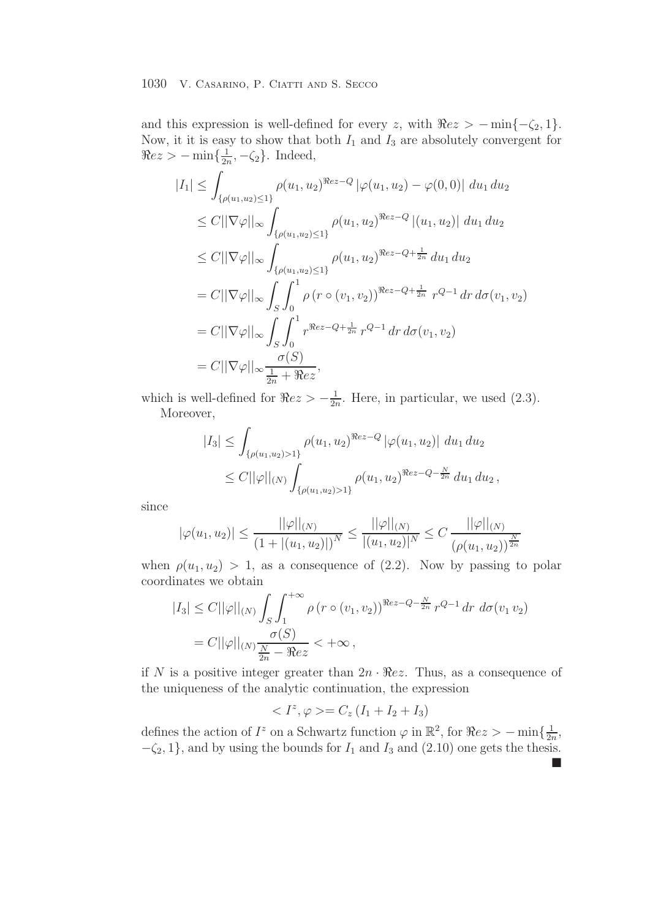and this expression is well-defined for every $z$, with $\Re e z > -\min\{-\zeta_2, 1\}$. Now, it it is easy to show that both $I_1$ and $I_3$ are absolutely convergent for $\Re e z > -\min\{\frac{1}{2n}, -\zeta_2\}$. Indeed,

$$
\begin{aligned}
|I_1| &\leq \int_{\{\rho(u_1,u_2)\leq 1\}} \rho(u_1,u_2)^{\Re e z - Q} \, |\varphi(u_1,u_2) - \varphi(0,0)| \; du_1 \, du_2 \\
&\leq C ||\nabla \varphi||_\infty \int_{\{\rho(u_1,u_2)\leq 1\}} \rho(u_1,u_2)^{\Re e z - Q} \, |(u_1,u_2)| \; du_1 \, du_2 \\
&\leq C ||\nabla \varphi||_\infty \int_{\{\rho(u_1,u_2)\leq 1\}} \rho(u_1,u_2)^{\Re e z - Q + \frac{1}{2n}} \, du_1 \, du_2 \\
&= C ||\nabla \varphi||_\infty \int_S \int_0^1 \rho\left(r \circ (v_1,v_2)\right)^{\Re e z - Q + \frac{1}{2n}} \; r^{Q-1} \, dr \, d\sigma(v_1,v_2) \\
&= C ||\nabla \varphi||_\infty \int_S \int_0^1 r^{\Re e z - Q + \frac{1}{2n}} \, r^{Q-1} \, dr \, d\sigma(v_1,v_2) \\
&= C ||\nabla \varphi||_\infty \frac{\sigma(S)}{\frac{1}{2n} + \Re e z},
\end{aligned}
$$

which is well-defined for $\Re e z > -\frac{1}{2n}$. Here, in particular, we used (2.3).

Moreover,

$$
\begin{aligned}
|I_3| &\leq \int_{\{\rho(u_1,u_2)>1\}} \rho(u_1,u_2)^{\Re e z - Q} \, |\varphi(u_1,u_2)| \; du_1 \, du_2 \\
&\leq C ||\varphi||_{(N)} \int_{\{\rho(u_1,u_2)>1\}} \rho(u_1,u_2)^{\Re e z - Q - \frac{N}{2n}} \, du_1 \, du_2 \, ,
\end{aligned}
$$

since

$$
|\varphi(u_1,u_2)| \leq \frac{||\varphi||_{(N)}}{\left(1 + |(u_1,u_2)|\right)^N} \leq \frac{||\varphi||_{(N)}}{|(u_1,u_2)|^N} \leq C \, \frac{||\varphi||_{(N)}}{\left(\rho(u_1,u_2)\right)^{\frac{N}{2n}}}
$$

when $\rho(u_1,u_2) > 1$, as a consequence of (2.2). Now by passing to polar coordinates we obtain

$$
\begin{aligned}
|I_3| &\leq C ||\varphi||_{(N)} \int_S \int_1^{+\infty} \rho\left(r \circ (v_1,v_2)\right)^{\Re e z - Q - \frac{N}{2n}} \, r^{Q-1} \, dr \; d\sigma(v_1 \, v_2) \\
&= C ||\varphi||_{(N)} \frac{\sigma(S)}{\frac{N}{2n} - \Re e z} < +\infty \, ,
\end{aligned}
$$

if $N$ is a positive integer greater than $2n \cdot \Re e z$. Thus, as a consequence of the uniqueness of the analytic continuation, the expression

$$
< I^z, \varphi > = C_z \left(I_1 + I_2 + I_3\right)
$$

defines the action of $I^z$ on a Schwartz function $\varphi$ in $\mathbb{R}^2$, for $\Re e z > -\min\{\frac{1}{2n}, -\zeta_2, 1\}$, and by using the bounds for $I_1$ and $I_3$ and (2.10) one gets the thesis. ■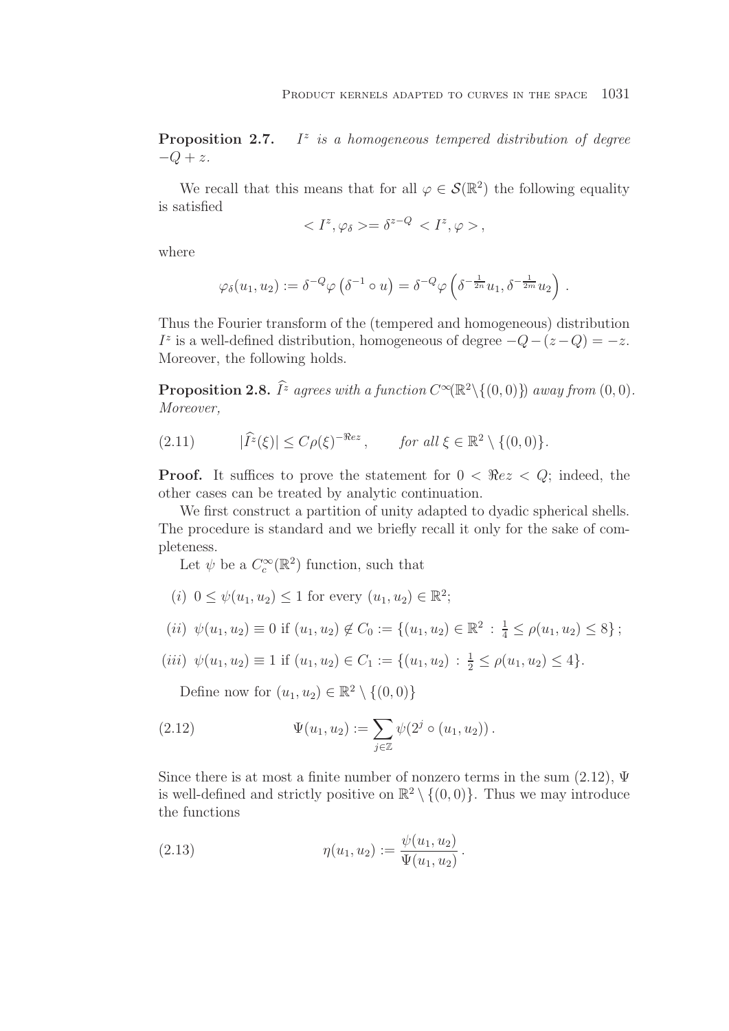**Proposition 2.7.** *$I^z$ is a homogeneous tempered distribution of degree $-Q+z$.*

We recall that this means that for all $\varphi \in \mathcal{S}(\mathbb{R}^2)$ the following equality is satisfied

$$< I^z, \varphi_\delta >= \delta^{z-Q} < I^z, \varphi > ,$$

where

$$\varphi_\delta(u_1, u_2) := \delta^{-Q} \varphi\left(\delta^{-1} \circ u\right) = \delta^{-Q} \varphi\left(\delta^{-\frac{1}{2n}} u_1, \delta^{-\frac{1}{2m}} u_2\right).$$

Thus the Fourier transform of the (tempered and homogeneous) distribution $I^z$ is a well-defined distribution, homogeneous of degree $-Q-(z-Q) = -z$. Moreover, the following holds.

**Proposition 2.8.** *$\widehat{I^z}$ agrees with a function $C^\infty(\mathbb{R}^2 \setminus \{(0,0)\})$ away from $(0,0)$. Moreover,*

$$|\widehat{I^z}(\xi)| \leq C \rho(\xi)^{-\Re e z}, \qquad \text{for all } \xi \in \mathbb{R}^2 \setminus \{(0,0)\}. \tag{2.11}$$

**Proof.** It suffices to prove the statement for $0 < \Re e z < Q$; indeed, the other cases can be treated by analytic continuation.

We first construct a partition of unity adapted to dyadic spherical shells. The procedure is standard and we briefly recall it only for the sake of completeness.

Let $\psi$ be a $C_c^\infty(\mathbb{R}^2)$ function, such that

(i) $0 \leq \psi(u_1, u_2) \leq 1$ for every $(u_1, u_2) \in \mathbb{R}^2$;

(ii) $\psi(u_1, u_2) \equiv 0$ if $(u_1, u_2) \notin C_0 := \{(u_1, u_2) \in \mathbb{R}^2 : \frac{1}{4} \leq \rho(u_1, u_2) \leq 8\}$;

(iii) $\psi(u_1, u_2) \equiv 1$ if $(u_1, u_2) \in C_1 := \{(u_1, u_2) : \frac{1}{2} \leq \rho(u_1, u_2) \leq 4\}$.

Define now for $(u_1, u_2) \in \mathbb{R}^2 \setminus \{(0,0)\}$

$$\Psi(u_1, u_2) := \sum_{j \in \mathbb{Z}} \psi(2^j \circ (u_1, u_2)). \tag{2.12}$$

Since there is at most a finite number of nonzero terms in the sum (2.12), $\Psi$ is well-defined and strictly positive on $\mathbb{R}^2 \setminus \{(0,0)\}$. Thus we may introduce the functions

$$\eta(u_1, u_2) := \frac{\psi(u_1, u_2)}{\Psi(u_1, u_2)}. \tag{2.13}$$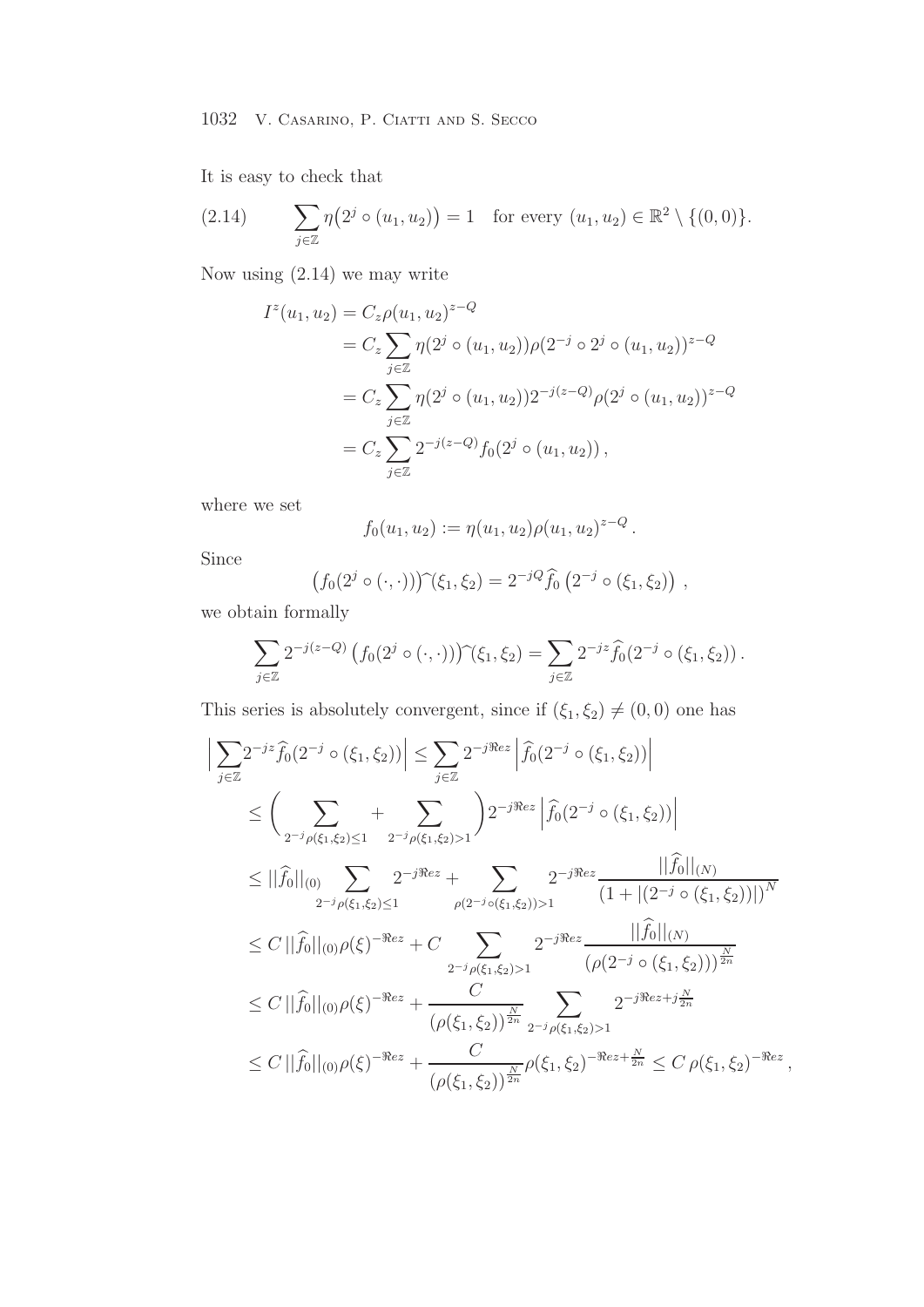It is easy to check that

$$\sum_{j\in\mathbb{Z}} \eta\big(2^j \circ (u_1,u_2)\big) = 1 \quad \text{for every } (u_1,u_2)\in\mathbb{R}^2\setminus\{(0,0)\}. \tag{2.14}$$

Now using (2.14) we may write

$$\begin{aligned}
I^z(u_1,u_2) &= C_z \rho(u_1,u_2)^{z-Q} \\
&= C_z \sum_{j\in\mathbb{Z}} \eta(2^j\circ(u_1,u_2))\rho(2^{-j}\circ 2^j\circ(u_1,u_2))^{z-Q} \\
&= C_z \sum_{j\in\mathbb{Z}} \eta(2^j\circ(u_1,u_2))2^{-j(z-Q)}\rho(2^j\circ(u_1,u_2))^{z-Q} \\
&= C_z \sum_{j\in\mathbb{Z}} 2^{-j(z-Q)} f_0(2^j\circ(u_1,u_2)),
\end{aligned}$$

where we set

$$f_0(u_1,u_2) := \eta(u_1,u_2)\rho(u_1,u_2)^{z-Q}.$$

Since

$$\big(f_0(2^j\circ(\cdot,\cdot))\big)\widehat{\ }(\xi_1,\xi_2) = 2^{-jQ}\widehat{f}_0\left(2^{-j}\circ(\xi_1,\xi_2)\right),$$

we obtain formally

$$\sum_{j\in\mathbb{Z}} 2^{-j(z-Q)}\left(f_0(2^j\circ(\cdot,\cdot))\right)\widehat{\ }(\xi_1,\xi_2) = \sum_{j\in\mathbb{Z}} 2^{-jz}\widehat{f}_0(2^{-j}\circ(\xi_1,\xi_2)).$$

This series is absolutely convergent, since if $(\xi_1,\xi_2)\neq(0,0)$ one has

$$\begin{aligned}
\Big|\sum_{j\in\mathbb{Z}} 2^{-jz}\widehat{f}_0(2^{-j}\circ(\xi_1,\xi_2))\Big| &\le \sum_{j\in\mathbb{Z}} 2^{-j\Re ez}\left|\widehat{f}_0(2^{-j}\circ(\xi_1,\xi_2))\right| \\
&\le \bigg(\sum_{2^{-j}\rho(\xi_1,\xi_2)\le 1} + \sum_{2^{-j}\rho(\xi_1,\xi_2)>1}\bigg) 2^{-j\Re ez}\left|\widehat{f}_0(2^{-j}\circ(\xi_1,\xi_2))\right| \\
&\le ||\widehat{f}_0||_{(0)} \sum_{2^{-j}\rho(\xi_1,\xi_2)\le 1} 2^{-j\Re ez} + \sum_{\rho(2^{-j}\circ(\xi_1,\xi_2))>1} 2^{-j\Re ez}\frac{||\widehat{f}_0||_{(N)}}{\left(1+|(2^{-j}\circ(\xi_1,\xi_2))|\right)^N} \\
&\le C\,||\widehat{f}_0||_{(0)}\rho(\xi)^{-\Re ez} + C\sum_{2^{-j}\rho(\xi_1,\xi_2)>1} 2^{-j\Re ez}\frac{||\widehat{f}_0||_{(N)}}{\left(\rho(2^{-j}\circ(\xi_1,\xi_2))\right)^{\frac{N}{2n}}} \\
&\le C\,||\widehat{f}_0||_{(0)}\rho(\xi)^{-\Re ez} + \frac{C}{\left(\rho(\xi_1,\xi_2)\right)^{\frac{N}{2n}}}\sum_{2^{-j}\rho(\xi_1,\xi_2)>1} 2^{-j\Re ez + j\frac{N}{2n}} \\
&\le C\,||\widehat{f}_0||_{(0)}\rho(\xi)^{-\Re ez} + \frac{C}{\left(\rho(\xi_1,\xi_2)\right)^{\frac{N}{2n}}}\rho(\xi_1,\xi_2)^{-\Re ez+\frac{N}{2n}} \le C\,\rho(\xi_1,\xi_2)^{-\Re ez},
\end{aligned}$$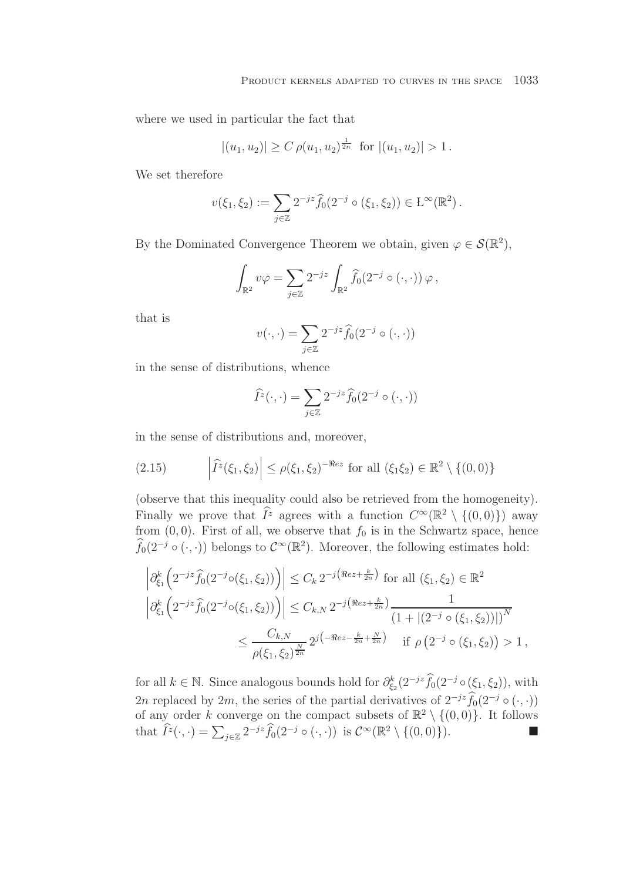where we used in particular the fact that

$$|(u_1,u_2)| \geq C\,\rho(u_1,u_2)^{\frac{1}{2n}} \text{ for } |(u_1,u_2)| > 1\,.$$

We set therefore

$$v(\xi_1,\xi_2) := \sum_{j\in\mathbb{Z}} 2^{-jz}\widehat{f}_0(2^{-j}\circ(\xi_1,\xi_2)) \in \mathrm{L}^\infty(\mathbb{R}^2)\,.$$

By the Dominated Convergence Theorem we obtain, given $\varphi \in \mathcal{S}(\mathbb{R}^2)$,

$$\int_{\mathbb{R}^2} v\varphi = \sum_{j\in\mathbb{Z}} 2^{-jz}\int_{\mathbb{R}^2}\widehat{f}_0(2^{-j}\circ(\cdot,\cdot))\,\varphi\,,$$

that is

$$v(\cdot,\cdot) = \sum_{j\in\mathbb{Z}} 2^{-jz}\widehat{f}_0(2^{-j}\circ(\cdot,\cdot))$$

in the sense of distributions, whence

$$\widehat{I^z}(\cdot,\cdot) = \sum_{j\in\mathbb{Z}} 2^{-jz}\widehat{f}_0(2^{-j}\circ(\cdot,\cdot))$$

in the sense of distributions and, moreover,

$$\left|\widehat{I^z}(\xi_1,\xi_2)\right| \leq \rho(\xi_1,\xi_2)^{-\Re ez} \text{ for all } (\xi_1\xi_2)\in\mathbb{R}^2\setminus\{(0,0)\} \tag{2.15}$$

(observe that this inequality could also be retrieved from the homogeneity). Finally we prove that $\widehat{I^z}$ agrees with a function $C^\infty(\mathbb{R}^2\setminus\{(0,0)\})$ away from $(0,0)$. First of all, we observe that $f_0$ is in the Schwartz space, hence $\widehat{f}_0(2^{-j}\circ(\cdot,\cdot))$ belongs to $\mathcal{C}^\infty(\mathbb{R}^2)$. Moreover, the following estimates hold:

$$\begin{aligned}
\left|\partial^k_{\xi_1}\Big(2^{-jz}\widehat{f}_0(2^{-j}\circ(\xi_1,\xi_2))\Big)\right| &\leq C_k\, 2^{-j\left(\Re ez+\frac{k}{2n}\right)} \text{ for all } (\xi_1,\xi_2)\in\mathbb{R}^2\\
\left|\partial^k_{\xi_1}\Big(2^{-jz}\widehat{f}_0(2^{-j}\circ(\xi_1,\xi_2))\Big)\right| &\leq C_{k,N}\, 2^{-j\left(\Re ez+\frac{k}{2n}\right)}\frac{1}{\left(1+|(2^{-j}\circ(\xi_1,\xi_2))|\right)^N}\\
&\leq \frac{C_{k,N}}{\rho(\xi_1,\xi_2)^{\frac{N}{2n}}}\,2^{j\left(-\Re ez-\frac{k}{2n}+\frac{N}{2n}\right)} \quad \text{if } \rho\left(2^{-j}\circ(\xi_1,\xi_2)\right)>1\,,
\end{aligned}$$

for all $k\in\mathbb{N}$. Since analogous bounds hold for $\partial^k_{\xi_2}(2^{-jz}\widehat{f}_0(2^{-j}\circ(\xi_1,\xi_2))$, with $2n$ replaced by $2m$, the series of the partial derivatives of $2^{-jz}\widehat{f}_0(2^{-j}\circ(\cdot,\cdot))$ of any order $k$ converge on the compact subsets of $\mathbb{R}^2\setminus\{(0,0)\}$. It follows that $\widehat{I^z}(\cdot,\cdot) = \sum_{j\in\mathbb{Z}} 2^{-jz}\widehat{f}_0(2^{-j}\circ(\cdot,\cdot))$ is $\mathcal{C}^\infty(\mathbb{R}^2\setminus\{(0,0)\})$. ■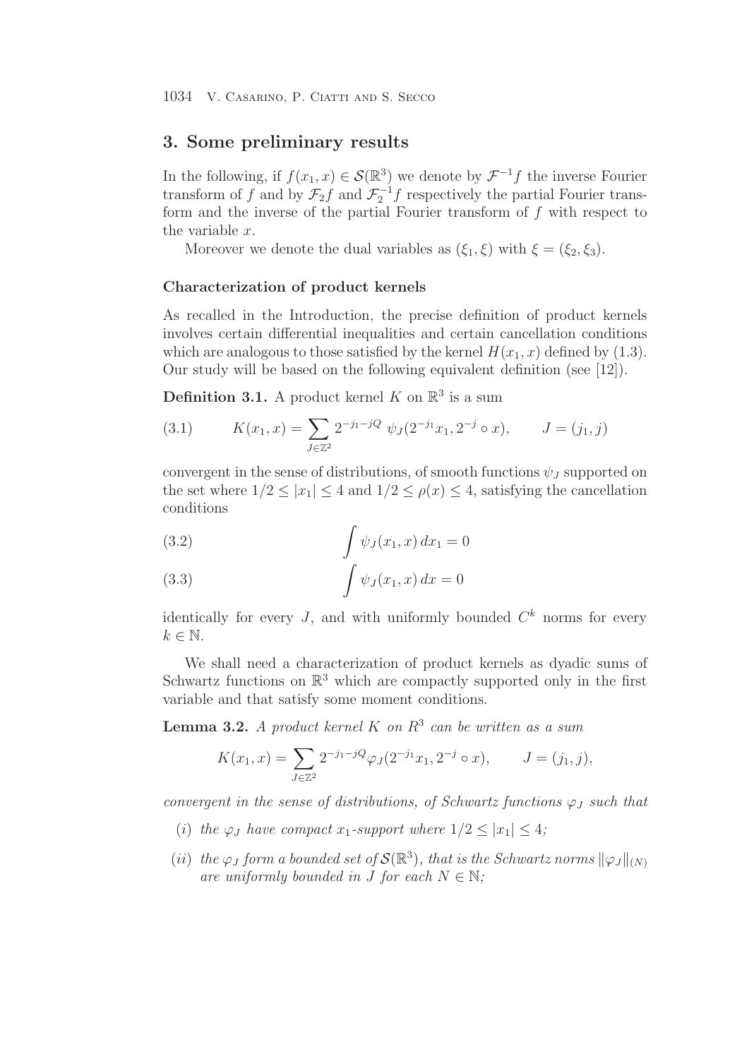## 3. Some preliminary results

In the following, if $f(x_1, x) \in \mathcal{S}(\mathbb{R}^3)$ we denote by $\mathcal{F}^{-1}f$ the inverse Fourier transform of $f$ and by $\mathcal{F}_2 f$ and $\mathcal{F}_2^{-1} f$ respectively the partial Fourier transform and the inverse of the partial Fourier transform of $f$ with respect to the variable $x$.

Moreover we denote the dual variables as $(\xi_1, \xi)$ with $\xi = (\xi_2, \xi_3)$.

### Characterization of product kernels

As recalled in the Introduction, the precise definition of product kernels involves certain differential inequalities and certain cancellation conditions which are analogous to those satisfied by the kernel $H(x_1, x)$ defined by (1.3). Our study will be based on the following equivalent definition (see [12]).

**Definition 3.1.** A product kernel $K$ on $\mathbb{R}^3$ is a sum

$$K(x_1, x) = \sum_{J \in \mathbb{Z}^2} 2^{-j_1 - jQ}\ \psi_J(2^{-j_1} x_1, 2^{-j} \circ x), \qquad J = (j_1, j) \tag{3.1}$$

convergent in the sense of distributions, of smooth functions $\psi_J$ supported on the set where $1/2 \leq |x_1| \leq 4$ and $1/2 \leq \rho(x) \leq 4$, satisfying the cancellation conditions

$$\int \psi_J(x_1, x)\, dx_1 = 0 \tag{3.2}$$

$$\int \psi_J(x_1, x)\, dx = 0 \tag{3.3}$$

identically for every $J$, and with uniformly bounded $C^k$ norms for every $k \in \mathbb{N}$.

We shall need a characterization of product kernels as dyadic sums of Schwartz functions on $\mathbb{R}^3$ which are compactly supported only in the first variable and that satisfy some moment conditions.

**Lemma 3.2.** *A product kernel $K$ on $R^3$ can be written as a sum*

$$K(x_1, x) = \sum_{J \in \mathbb{Z}^2} 2^{-j_1 - jQ} \varphi_J(2^{-j_1} x_1, 2^{-j} \circ x), \qquad J = (j_1, j),$$

*convergent in the sense of distributions, of Schwartz functions $\varphi_J$ such that*

- (*i*) *the $\varphi_J$ have compact $x_1$-support where $1/2 \leq |x_1| \leq 4$;*
- (*ii*) *the $\varphi_J$ form a bounded set of $\mathcal{S}(\mathbb{R}^3)$, that is the Schwartz norms $\|\varphi_J\|_{(N)}$ are uniformly bounded in $J$ for each $N \in \mathbb{N}$;*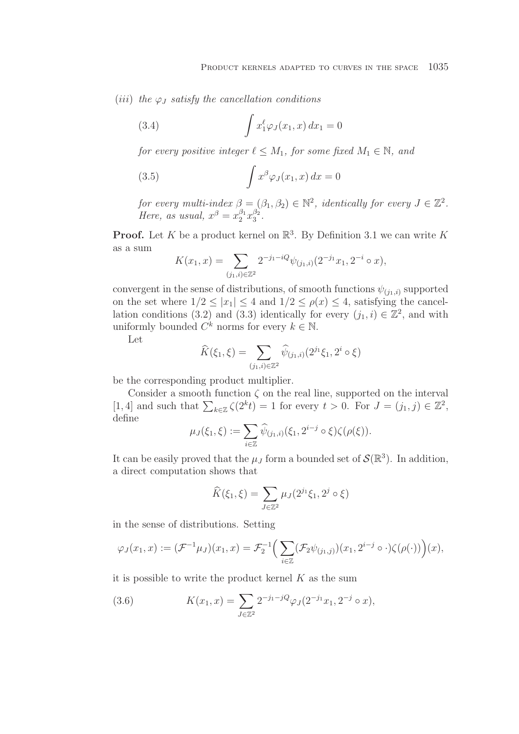(*iii*) *the* $\varphi_J$ *satisfy the cancellation conditions*

$$\int x_1^\ell \varphi_J(x_1, x)\, dx_1 = 0 \tag{3.4}$$

*for every positive integer* $\ell \le M_1$*, for some fixed* $M_1 \in \mathbb{N}$*, and*

$$\int x^\beta \varphi_J(x_1, x)\, dx = 0 \tag{3.5}$$

*for every multi-index* $\beta = (\beta_1, \beta_2) \in \mathbb{N}^2$*, identically for every* $J \in \mathbb{Z}^2$*. Here, as usual,* $x^\beta = x_2^{\beta_1} x_3^{\beta_2}$*.*

**Proof.** Let $K$ be a product kernel on $\mathbb{R}^3$. By Definition 3.1 we can write $K$ as a sum

$$K(x_1, x) = \sum_{(j_1,i)\in\mathbb{Z}^2} 2^{-j_1 - iQ} \psi_{(j_1,i)}(2^{-j_1}x_1, 2^{-i} \circ x),$$

convergent in the sense of distributions, of smooth functions $\psi_{(j_1,i)}$ supported on the set where $1/2 \le |x_1| \le 4$ and $1/2 \le \rho(x) \le 4$, satisfying the cancellation conditions (3.2) and (3.3) identically for every $(j_1, i) \in \mathbb{Z}^2$, and with uniformly bounded $C^k$ norms for every $k \in \mathbb{N}$.

Let

$$\widehat{K}(\xi_1, \xi) = \sum_{(j_1,i)\in\mathbb{Z}^2} \widehat{\psi}_{(j_1,i)}(2^{j_1}\xi_1, 2^i \circ \xi)$$

be the corresponding product multiplier.

Consider a smooth function $\zeta$ on the real line, supported on the interval $[1, 4]$ and such that $\sum_{k\in\mathbb{Z}} \zeta(2^k t) = 1$ for every $t > 0$. For $J = (j_1, j) \in \mathbb{Z}^2$, define

$$\mu_J(\xi_1, \xi) := \sum_{i\in\mathbb{Z}} \widehat{\psi}_{(j_1,i)}(\xi_1, 2^{i-j} \circ \xi)\zeta(\rho(\xi)).$$

It can be easily proved that the $\mu_J$ form a bounded set of $\mathcal{S}(\mathbb{R}^3)$. In addition, a direct computation shows that

$$\widehat{K}(\xi_1, \xi) = \sum_{J\in\mathbb{Z}^2} \mu_J(2^{j_1}\xi_1, 2^j \circ \xi)$$

in the sense of distributions. Setting

$$\varphi_J(x_1, x) := (\mathcal{F}^{-1}\mu_J)(x_1, x) = \mathcal{F}_2^{-1}\Big( \sum_{i\in\mathbb{Z}} (\mathcal{F}_2\psi_{(j_1,j)})(x_1, 2^{i-j} \circ \cdot)\zeta(\rho(\cdot))\Big)(x),$$

it is possible to write the product kernel $K$ as the sum

$$K(x_1, x) = \sum_{J\in\mathbb{Z}^2} 2^{-j_1 - jQ} \varphi_J(2^{-j_1}x_1, 2^{-j} \circ x), \tag{3.6}$$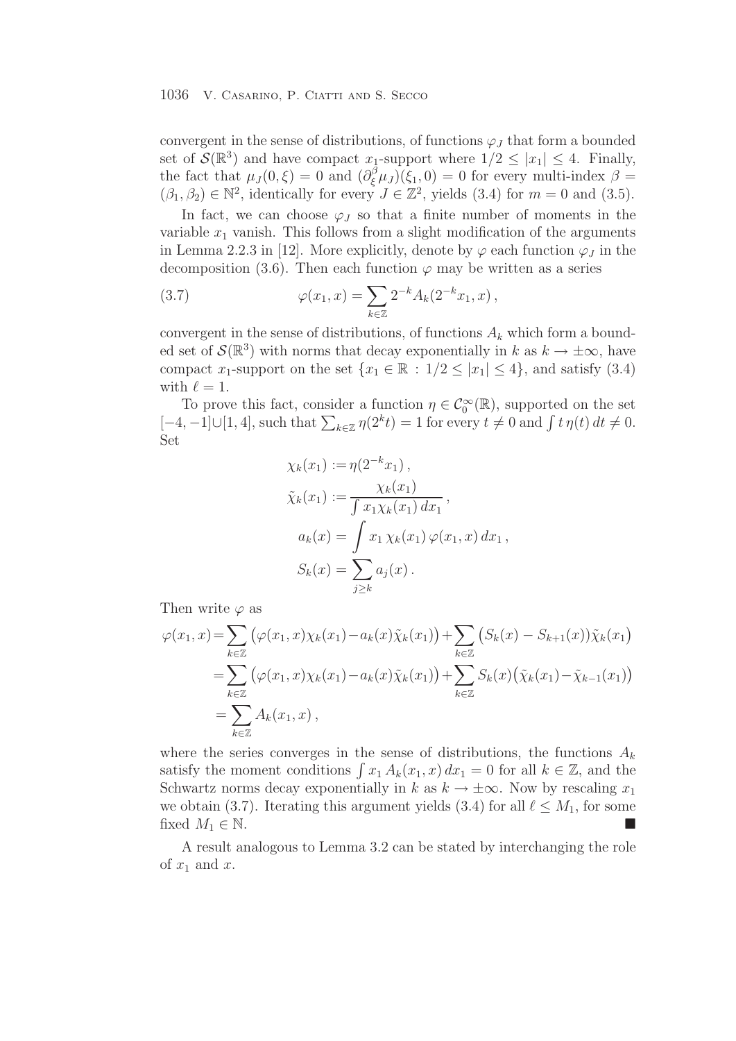convergent in the sense of distributions, of functions $\varphi_J$ that form a bounded set of $\mathcal{S}(\mathbb{R}^3)$ and have compact $x_1$-support where $1/2 \leq |x_1| \leq 4$. Finally, the fact that $\mu_J(0,\xi) = 0$ and $(\partial_\xi^\beta \mu_J)(\xi_1, 0) = 0$ for every multi-index $\beta = (\beta_1, \beta_2) \in \mathbb{N}^2$, identically for every $J \in \mathbb{Z}^2$, yields (3.4) for $m = 0$ and (3.5).

In fact, we can choose $\varphi_J$ so that a finite number of moments in the variable $x_1$ vanish. This follows from a slight modification of the arguments in Lemma 2.2.3 in [12]. More explicitly, denote by $\varphi$ each function $\varphi_J$ in the decomposition (3.6). Then each function $\varphi$ may be written as a series

$$\varphi(x_1, x) = \sum_{k\in\mathbb{Z}} 2^{-k} A_k(2^{-k}x_1, x)\,, \tag{3.7}$$

convergent in the sense of distributions, of functions $A_k$ which form a bounded set of $\mathcal{S}(\mathbb{R}^3)$ with norms that decay exponentially in $k$ as $k \to \pm\infty$, have compact $x_1$-support on the set $\{x_1 \in \mathbb{R} : 1/2 \leq |x_1| \leq 4\}$, and satisfy (3.4) with $\ell = 1$.

To prove this fact, consider a function $\eta \in \mathcal{C}_0^\infty(\mathbb{R})$, supported on the set $[-4,-1] \cup [1,4]$, such that $\sum_{k\in\mathbb{Z}} \eta(2^k t) = 1$ for every $t \neq 0$ and $\int t\,\eta(t)\,dt \neq 0$. Set

$$\begin{aligned}
\chi_k(x_1) &:= \eta(2^{-k}x_1)\,, \\
\tilde{\chi}_k(x_1) &:= \frac{\chi_k(x_1)}{\int x_1 \chi_k(x_1)\,dx_1}\,, \\
a_k(x) &= \int x_1\, \chi_k(x_1)\, \varphi(x_1, x)\, dx_1\,, \\
S_k(x) &= \sum_{j\geq k} a_j(x)\,.
\end{aligned}$$

Then write $\varphi$ as

$$\begin{aligned}
\varphi(x_1,x) &= \sum_{k\in\mathbb{Z}} \big(\varphi(x_1,x)\chi_k(x_1) - a_k(x)\tilde{\chi}_k(x_1)\big) + \sum_{k\in\mathbb{Z}} \big(S_k(x) - S_{k+1}(x)\big)\tilde{\chi}_k(x_1) \\
&= \sum_{k\in\mathbb{Z}} \big(\varphi(x_1,x)\chi_k(x_1) - a_k(x)\tilde{\chi}_k(x_1)\big) + \sum_{k\in\mathbb{Z}} S_k(x)\big(\tilde{\chi}_k(x_1) - \tilde{\chi}_{k-1}(x_1)\big) \\
&= \sum_{k\in\mathbb{Z}} A_k(x_1, x)\,,
\end{aligned}$$

where the series converges in the sense of distributions, the functions $A_k$ satisfy the moment conditions $\int x_1\, A_k(x_1,x)\,dx_1 = 0$ for all $k \in \mathbb{Z}$, and the Schwartz norms decay exponentially in $k$ as $k \to \pm\infty$. Now by rescaling $x_1$ we obtain (3.7). Iterating this argument yields (3.4) for all $\ell \leq M_1$, for some fixed $M_1 \in \mathbb{N}$. ∎

A result analogous to Lemma 3.2 can be stated by interchanging the role of $x_1$ and $x$.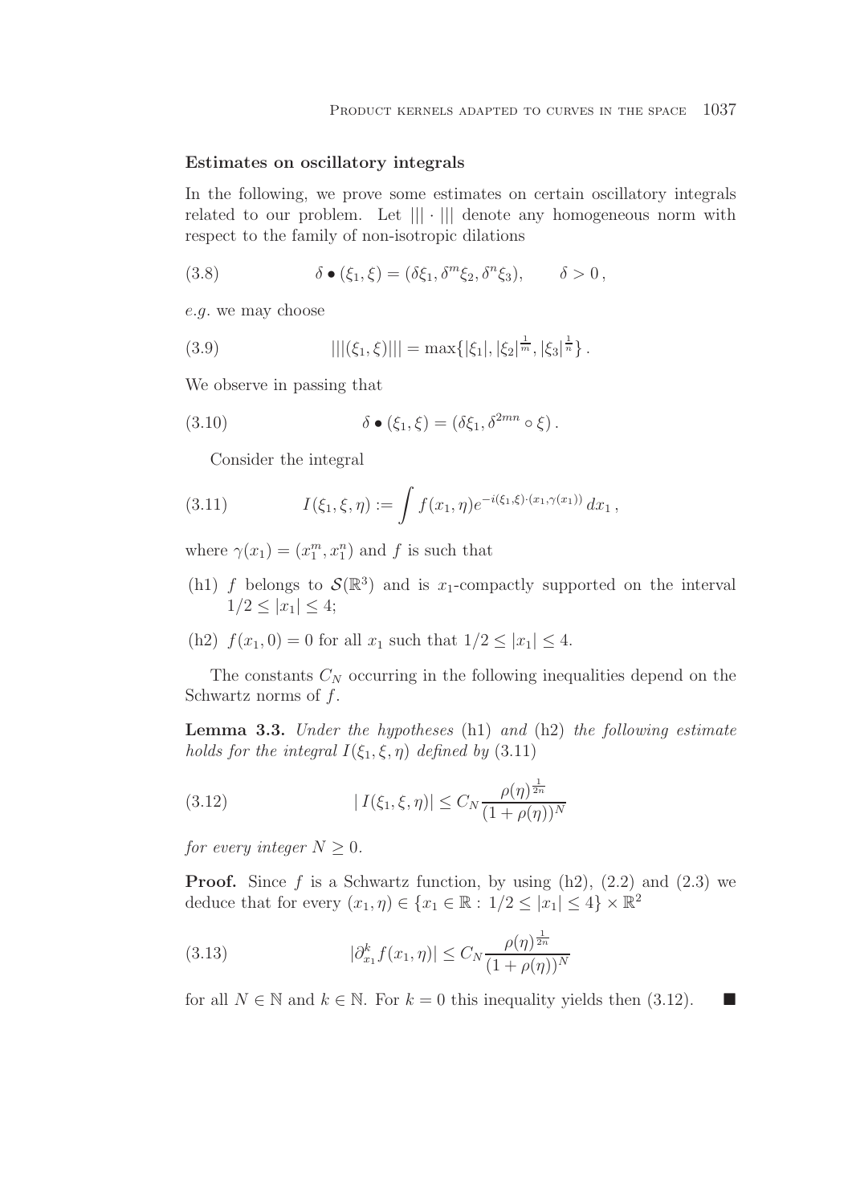**Estimates on oscillatory integrals**

In the following, we prove some estimates on certain oscillatory integrals related to our problem. Let $|||\cdot|||$ denote any homogeneous norm with respect to the family of non-isotropic dilations

$$\delta \bullet (\xi_1, \xi) = (\delta\xi_1, \delta^m\xi_2, \delta^n\xi_3), \qquad \delta > 0\,, \tag{3.8}$$

*e.g.* we may choose

$$|||(\xi_1, \xi)||| = \max\{|\xi_1|, |\xi_2|^{\frac{1}{m}}, |\xi_3|^{\frac{1}{n}}\}\,. \tag{3.9}$$

We observe in passing that

$$\delta \bullet (\xi_1, \xi) = (\delta\xi_1, \delta^{2mn} \circ \xi)\,. \tag{3.10}$$

Consider the integral

$$I(\xi_1, \xi, \eta) := \int f(x_1, \eta) e^{-i(\xi_1, \xi)\cdot(x_1, \gamma(x_1))}\, dx_1\,, \tag{3.11}$$

where $\gamma(x_1) = (x_1^m, x_1^n)$ and $f$ is such that

(h1) $f$ belongs to $\mathcal{S}(\mathbb{R}^3)$ and is $x_1$-compactly supported on the interval $1/2 \leq |x_1| \leq 4$;

(h2) $f(x_1, 0) = 0$ for all $x_1$ such that $1/2 \leq |x_1| \leq 4$.

The constants $C_N$ occurring in the following inequalities depend on the Schwartz norms of $f$.

**Lemma 3.3.** *Under the hypotheses* (h1) *and* (h2) *the following estimate holds for the integral $I(\xi_1, \xi, \eta)$ defined by* (3.11)

$$|\, I(\xi_1, \xi, \eta)| \leq C_N \frac{\rho(\eta)^{\frac{1}{2n}}}{(1 + \rho(\eta))^N} \tag{3.12}$$

*for every integer $N \geq 0$.*

**Proof.** Since $f$ is a Schwartz function, by using (h2), (2.2) and (2.3) we deduce that for every $(x_1, \eta) \in \{x_1 \in \mathbb{R} : 1/2 \leq |x_1| \leq 4\} \times \mathbb{R}^2$

$$|\partial_{x_1}^k f(x_1, \eta)| \leq C_N \frac{\rho(\eta)^{\frac{1}{2n}}}{(1 + \rho(\eta))^N} \tag{3.13}$$

for all $N \in \mathbb{N}$ and $k \in \mathbb{N}$. For $k = 0$ this inequality yields then (3.12). ■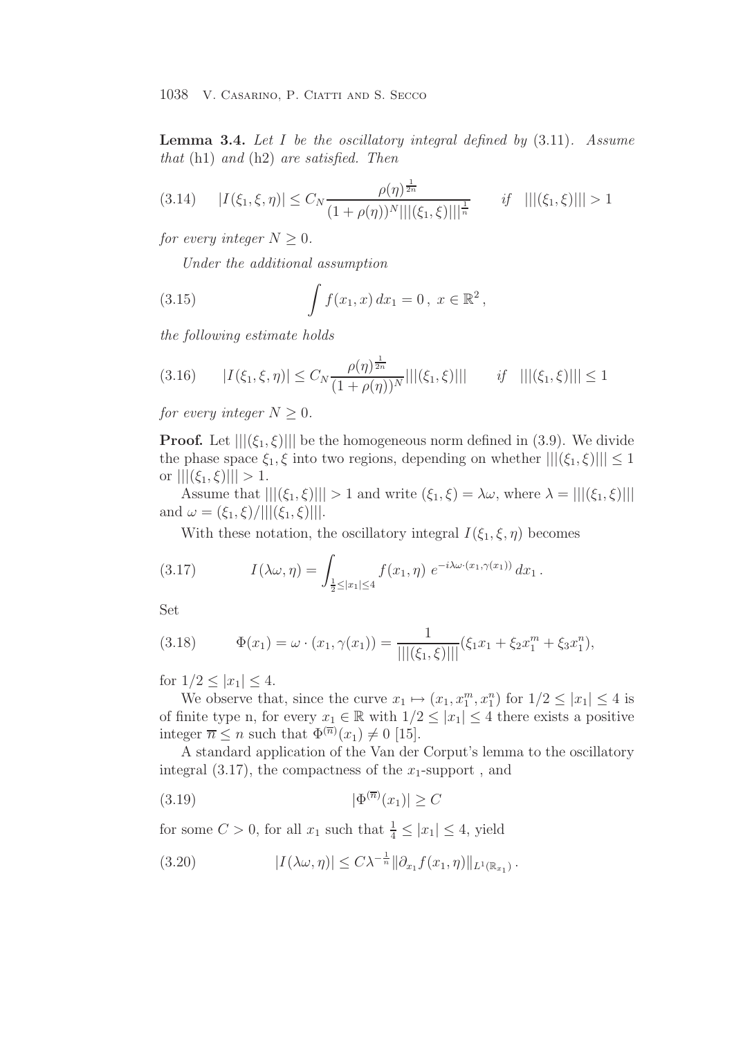**Lemma 3.4.** *Let $I$ be the oscillatory integral defined by* (3.11)*. Assume that* (h1) *and* (h2) *are satisfied. Then*

$$
|I(\xi_1, \xi, \eta)| \leq C_N \frac{\rho(\eta)^{\frac{1}{2n}}}{(1+\rho(\eta))^N |||(\xi_1,\xi)|||^{\frac{1}{n}}} \qquad \textit{if} \quad |||(\xi_1,\xi)||| > 1 \tag{3.14}
$$

*for every integer $N \geq 0$.*

*Under the additional assumption*

$$
\int f(x_1, x)\, dx_1 = 0\,,\ x \in \mathbb{R}^2\,, \tag{3.15}
$$

*the following estimate holds*

$$
|I(\xi_1, \xi, \eta)| \leq C_N \frac{\rho(\eta)^{\frac{1}{2n}}}{(1+\rho(\eta))^N} |||(\xi_1,\xi)||| \qquad \textit{if} \quad |||(\xi_1,\xi)||| \leq 1 \tag{3.16}
$$

*for every integer $N \geq 0$.*

**Proof.** Let $|||(\xi_1, \xi)|||$ be the homogeneous norm defined in (3.9). We divide the phase space $\xi_1, \xi$ into two regions, depending on whether $|||(\xi_1, \xi)||| \leq 1$ or $|||(\xi_1, \xi)||| > 1$.

Assume that $|||(\xi_1, \xi)||| > 1$ and write $(\xi_1, \xi) = \lambda\omega$, where $\lambda = |||(\xi_1, \xi)|||$ and $\omega = (\xi_1, \xi)/|||(\xi_1, \xi)|||$.

With these notation, the oscillatory integral $I(\xi_1, \xi, \eta)$ becomes

$$
I(\lambda\omega, \eta) = \int_{\frac{1}{2} \leq |x_1| \leq 4} f(x_1, \eta)\ e^{-i\lambda\omega\cdot(x_1, \gamma(x_1))}\, dx_1\,. \tag{3.17}
$$

Set

$$
\Phi(x_1) = \omega \cdot (x_1, \gamma(x_1)) = \frac{1}{|||(\xi_1,\xi)|||}(\xi_1 x_1 + \xi_2 x_1^m + \xi_3 x_1^n), \tag{3.18}
$$

for $1/2 \leq |x_1| \leq 4$.

We observe that, since the curve $x_1 \mapsto (x_1, x_1^m, x_1^n)$ for $1/2 \leq |x_1| \leq 4$ is of finite type n, for every $x_1 \in \mathbb{R}$ with $1/2 \leq |x_1| \leq 4$ there exists a positive integer $\overline{n} \leq n$ such that $\Phi^{(\overline{n})}(x_1) \neq 0$ [15].

A standard application of the Van der Corput's lemma to the oscillatory integral (3.17), the compactness of the $x_1$-support , and

$$
|\Phi^{(\overline{n})}(x_1)| \geq C \tag{3.19}
$$

for some $C > 0$, for all $x_1$ such that $\frac{1}{4} \leq |x_1| \leq 4$, yield

$$
|I(\lambda\omega, \eta)| \leq C\lambda^{-\frac{1}{n}} \|\partial_{x_1} f(x_1, \eta)\|_{L^1(\mathbb{R}_{x_1})}\,. \tag{3.20}
$$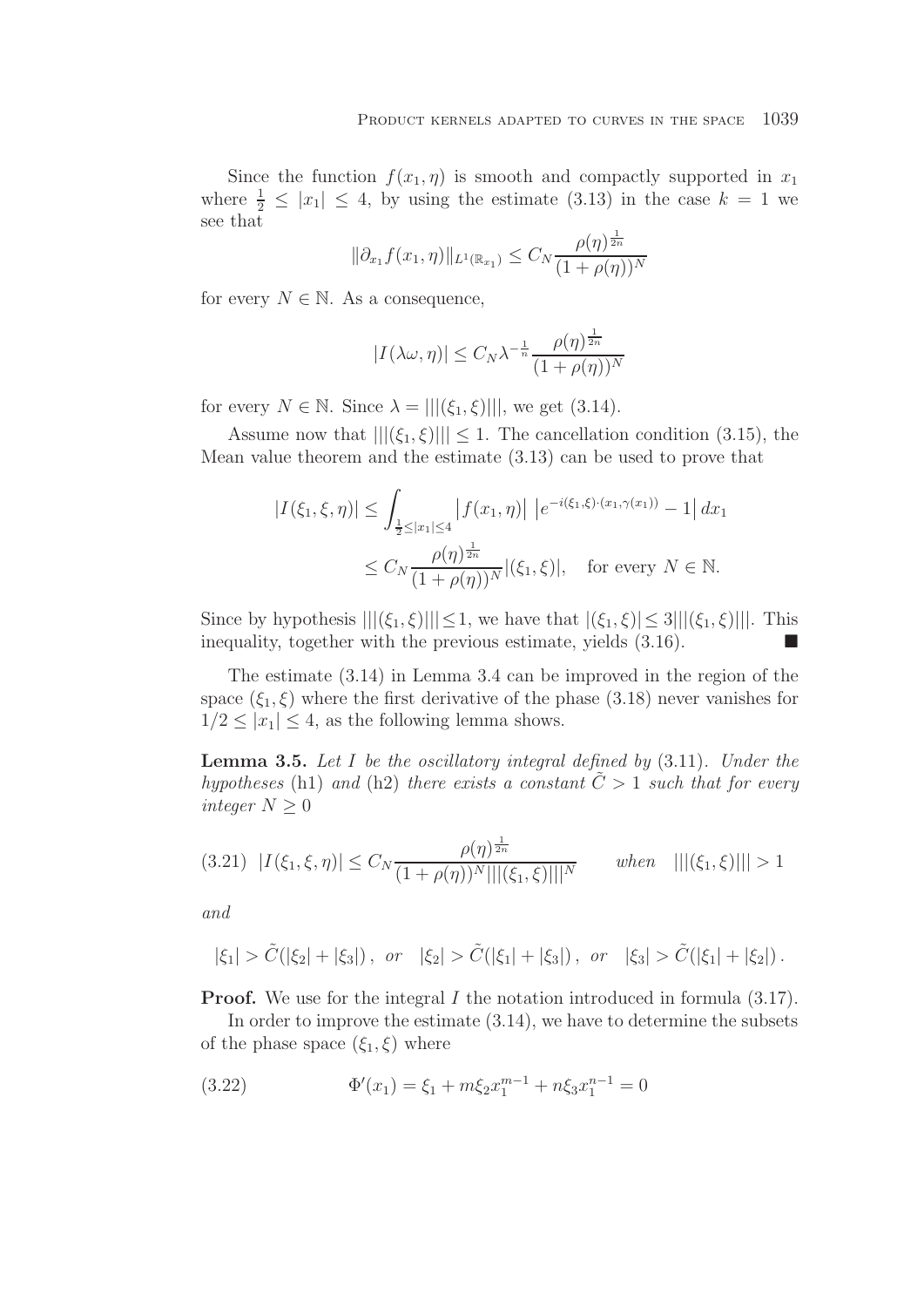Since the function $f(x_1, \eta)$ is smooth and compactly supported in $x_1$ where $\frac{1}{2} \leq |x_1| \leq 4$, by using the estimate (3.13) in the case $k = 1$ we see that

$$\|\partial_{x_1} f(x_1, \eta)\|_{L^1(\mathbb{R}_{x_1})} \leq C_N \frac{\rho(\eta)^{\frac{1}{2n}}}{(1 + \rho(\eta))^N}$$

for every $N \in \mathbb{N}$. As a consequence,

$$|I(\lambda\omega, \eta)| \leq C_N \lambda^{-\frac{1}{n}} \frac{\rho(\eta)^{\frac{1}{2n}}}{(1 + \rho(\eta))^N}$$

for every $N \in \mathbb{N}$. Since $\lambda = |||(\xi_1, \xi)|||$, we get (3.14).

Assume now that $|||(\xi_1, \xi)||| \leq 1$. The cancellation condition (3.15), the Mean value theorem and the estimate (3.13) can be used to prove that

$$\begin{aligned} |I(\xi_1, \xi, \eta)| &\leq \int_{\frac{1}{2} \leq |x_1| \leq 4} \left| f(x_1, \eta) \right| \left| e^{-i(\xi_1, \xi) \cdot (x_1, \gamma(x_1))} - 1 \right| dx_1 \\ &\leq C_N \frac{\rho(\eta)^{\frac{1}{2n}}}{(1 + \rho(\eta))^N} |(\xi_1, \xi)|, \quad \text{for every } N \in \mathbb{N}. \end{aligned}$$

Since by hypothesis $|||(\xi_1, \xi)||| \leq 1$, we have that $|(\xi_1, \xi)| \leq 3|||(\xi_1, \xi)|||$. This inequality, together with the previous estimate, yields (3.16). ■

The estimate (3.14) in Lemma 3.4 can be improved in the region of the space $(\xi_1, \xi)$ where the first derivative of the phase (3.18) never vanishes for $1/2 \leq |x_1| \leq 4$, as the following lemma shows.

**Lemma 3.5.** *Let $I$ be the oscillatory integral defined by* (3.11). *Under the hypotheses* (h1) *and* (h2) *there exists a constant $\tilde{C} > 1$ such that for every integer $N \geq 0$*

$$(3.21) \quad |I(\xi_1, \xi, \eta)| \leq C_N \frac{\rho(\eta)^{\frac{1}{2n}}}{(1 + \rho(\eta))^N |||(\xi_1, \xi)|||^N} \qquad \textit{when} \quad |||(\xi_1, \xi)||| > 1$$

*and*

$$|\xi_1| > \tilde{C}(|\xi_2| + |\xi_3|)\,, \;\; \textit{or} \quad |\xi_2| > \tilde{C}(|\xi_1| + |\xi_3|)\,, \;\; \textit{or} \quad |\xi_3| > \tilde{C}(|\xi_1| + |\xi_2|)\,.$$

**Proof.** We use for the integral $I$ the notation introduced in formula (3.17).

In order to improve the estimate (3.14), we have to determine the subsets of the phase space $(\xi_1, \xi)$ where

$$(3.22) \qquad \Phi'(x_1) = \xi_1 + m\xi_2 x_1^{m-1} + n\xi_3 x_1^{n-1} = 0$$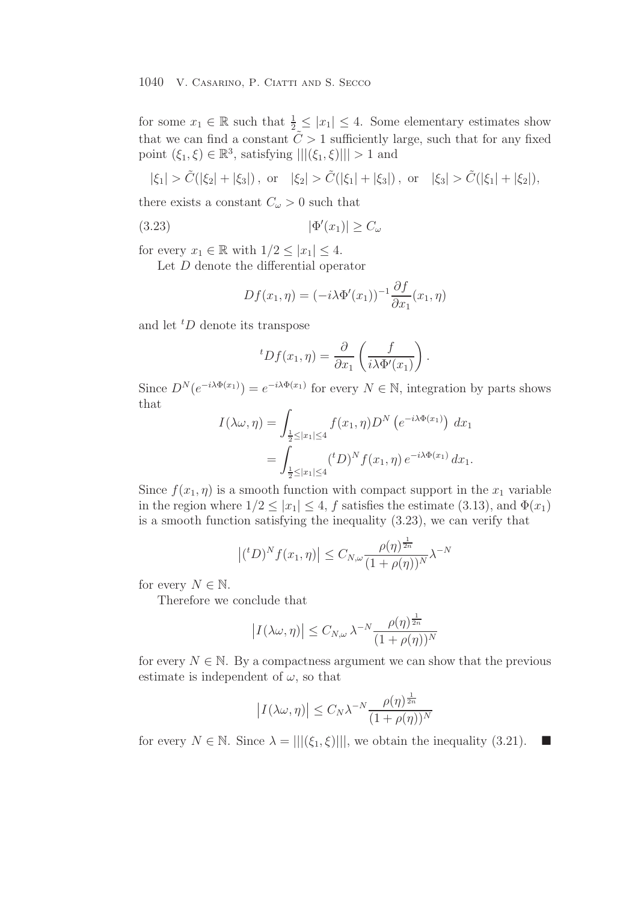for some $x_1 \in \mathbb{R}$ such that $\frac{1}{2} \leq |x_1| \leq 4$. Some elementary estimates show that we can find a constant $\tilde{C} > 1$ sufficiently large, such that for any fixed point $(\xi_1, \xi) \in \mathbb{R}^3$, satisfying $|||(\xi_1, \xi)||| > 1$ and

$$|\xi_1| > \tilde{C}(|\xi_2| + |\xi_3|)\,, \text{ or } \quad |\xi_2| > \tilde{C}(|\xi_1| + |\xi_3|)\,, \text{ or } \quad |\xi_3| > \tilde{C}(|\xi_1| + |\xi_2|),$$

there exists a constant $C_\omega > 0$ such that

$$|\Phi'(x_1)| \geq C_\omega \tag{3.23}$$

for every $x_1 \in \mathbb{R}$ with $1/2 \leq |x_1| \leq 4$.

Let $D$ denote the differential operator

$$Df(x_1, \eta) = (-i\lambda \Phi'(x_1))^{-1} \frac{\partial f}{\partial x_1}(x_1, \eta)$$

and let ${}^tD$ denote its transpose

$${}^tDf(x_1, \eta) = \frac{\partial}{\partial x_1}\left(\frac{f}{i\lambda \Phi'(x_1)}\right).$$

Since $D^N(e^{-i\lambda\Phi(x_1)}) = e^{-i\lambda\Phi(x_1)}$ for every $N \in \mathbb{N}$, integration by parts shows that

$$\begin{aligned} I(\lambda\omega, \eta) &= \int_{\frac{1}{2} \leq |x_1| \leq 4} f(x_1, \eta) D^N\left(e^{-i\lambda\Phi(x_1)}\right)\, dx_1 \\ &= \int_{\frac{1}{2} \leq |x_1| \leq 4} ({}^tD)^N f(x_1, \eta)\, e^{-i\lambda\Phi(x_1)}\, dx_1. \end{aligned}$$

Since $f(x_1, \eta)$ is a smooth function with compact support in the $x_1$ variable in the region where $1/2 \leq |x_1| \leq 4$, $f$ satisfies the estimate (3.13), and $\Phi(x_1)$ is a smooth function satisfying the inequality (3.23), we can verify that

$$\left|({}^tD)^N f(x_1, \eta)\right| \leq C_{N,\omega} \frac{\rho(\eta)^{\frac{1}{2n}}}{(1 + \rho(\eta))^N} \lambda^{-N}$$

for every $N \in \mathbb{N}$.

Therefore we conclude that

$$\left|I(\lambda\omega, \eta)\right| \leq C_{N,\omega}\, \lambda^{-N} \frac{\rho(\eta)^{\frac{1}{2n}}}{(1 + \rho(\eta))^N}$$

for every $N \in \mathbb{N}$. By a compactness argument we can show that the previous estimate is independent of $\omega$, so that

$$\left|I(\lambda\omega, \eta)\right| \leq C_N \lambda^{-N} \frac{\rho(\eta)^{\frac{1}{2n}}}{(1 + \rho(\eta))^N}$$

for every $N \in \mathbb{N}$. Since $\lambda = |||(\xi_1, \xi)|||$, we obtain the inequality (3.21). ∎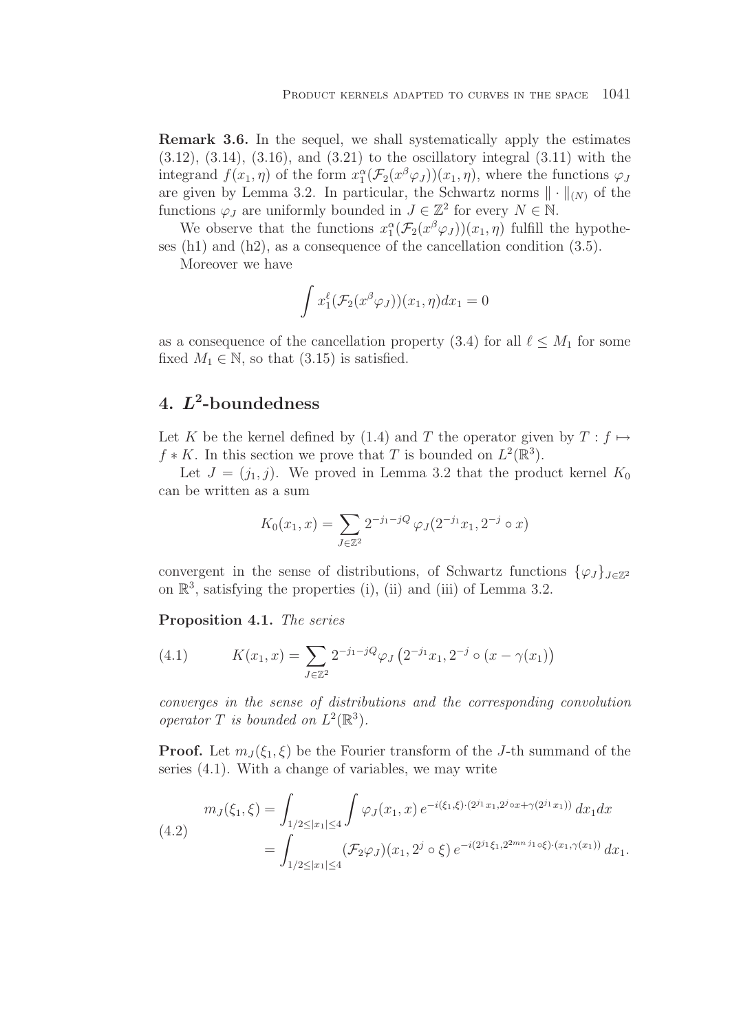**Remark 3.6.** In the sequel, we shall systematically apply the estimates (3.12), (3.14), (3.16), and (3.21) to the oscillatory integral (3.11) with the integrand $f(x_1, \eta)$ of the form $x_1^\alpha(\mathcal{F}_2(x^\beta\varphi_J))(x_1,\eta)$, where the functions $\varphi_J$ are given by Lemma 3.2. In particular, the Schwartz norms $\|\cdot\|_{(N)}$ of the functions $\varphi_J$ are uniformly bounded in $J \in \mathbb{Z}^2$ for every $N \in \mathbb{N}$.

We observe that the functions $x_1^\alpha(\mathcal{F}_2(x^\beta\varphi_J))(x_1,\eta)$ fulfill the hypotheses (h1) and (h2), as a consequence of the cancellation condition (3.5).

Moreover we have

$$\int x_1^\ell(\mathcal{F}_2(x^\beta\varphi_J))(x_1,\eta)dx_1 = 0$$

as a consequence of the cancellation property (3.4) for all $\ell \leq M_1$ for some fixed $M_1 \in \mathbb{N}$, so that (3.15) is satisfied.

## 4. $L^2$-boundedness

Let $K$ be the kernel defined by (1.4) and $T$ the operator given by $T : f \mapsto f * K$. In this section we prove that $T$ is bounded on $L^2(\mathbb{R}^3)$.

Let $J = (j_1, j)$. We proved in Lemma 3.2 that the product kernel $K_0$ can be written as a sum

$$K_0(x_1, x) = \sum_{J\in\mathbb{Z}^2} 2^{-j_1-jQ}\,\varphi_J(2^{-j_1}x_1, 2^{-j}\circ x)$$

convergent in the sense of distributions, of Schwartz functions $\{\varphi_J\}_{J\in\mathbb{Z}^2}$ on $\mathbb{R}^3$, satisfying the properties (i), (ii) and (iii) of Lemma 3.2.

**Proposition 4.1.** *The series*

$$K(x_1, x) = \sum_{J\in\mathbb{Z}^2} 2^{-j_1-jQ}\varphi_J\left(2^{-j_1}x_1, 2^{-j}\circ(x-\gamma(x_1)\right) \tag{4.1}$$

*converges in the sense of distributions and the corresponding convolution operator $T$ is bounded on $L^2(\mathbb{R}^3)$.*

**Proof.** Let $m_J(\xi_1, \xi)$ be the Fourier transform of the $J$-th summand of the series (4.1). With a change of variables, we may write

$$\begin{aligned} m_J(\xi_1,\xi) &= \int_{1/2\leq|x_1|\leq 4}\int \varphi_J(x_1,x)\,e^{-i(\xi_1,\xi)\cdot(2^{j_1}x_1,2^j\circ x+\gamma(2^{j_1}x_1))}\,dx_1dx \\ &= \int_{1/2\leq|x_1|\leq 4}(\mathcal{F}_2\varphi_J)(x_1,2^j\circ\xi)\,e^{-i(2^{j_1}\xi_1,2^{2mn\,j_1}\circ\xi)\cdot(x_1,\gamma(x_1))}\,dx_1. \end{aligned} \tag{4.2}$$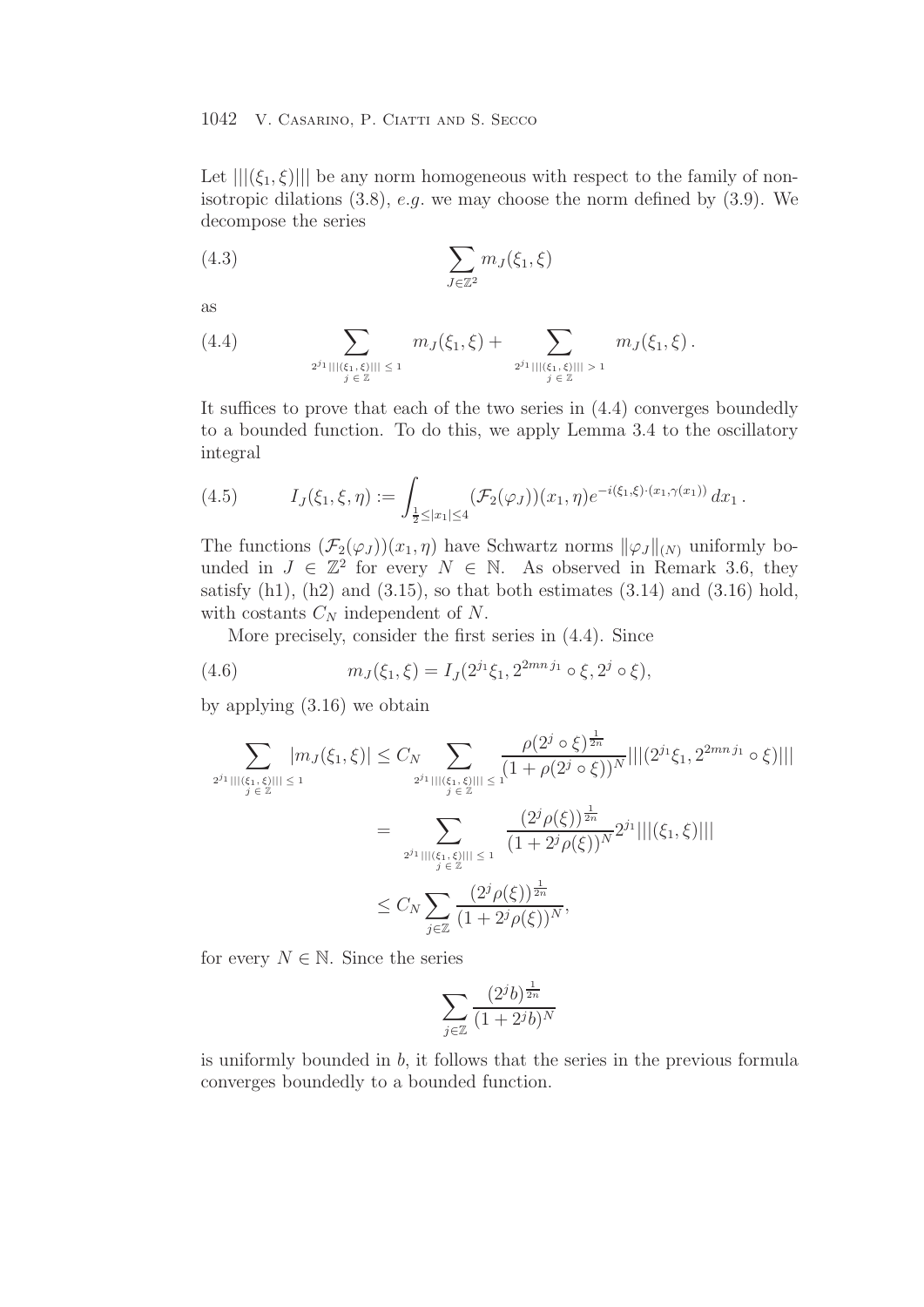Let $|||(\xi_1, \xi)|||$ be any norm homogeneous with respect to the family of non-isotropic dilations (3.8), *e.g.* we may choose the norm defined by (3.9). We decompose the series

$$\sum_{J \in \mathbb{Z}^2} m_J(\xi_1, \xi) \tag{4.3}$$

as

$$\sum_{\substack{2^{j_1}|||(\xi_1,\xi)||| \le 1 \\ j \in \mathbb{Z}}} m_J(\xi_1, \xi) + \sum_{\substack{2^{j_1}|||(\xi_1,\xi)||| > 1 \\ j \in \mathbb{Z}}} m_J(\xi_1, \xi)\,. \tag{4.4}$$

It suffices to prove that each of the two series in (4.4) converges boundedly to a bounded function. To do this, we apply Lemma 3.4 to the oscillatory integral

$$I_J(\xi_1, \xi, \eta) := \int_{\frac{1}{2} \le |x_1| \le 4} (\mathcal{F}_2(\varphi_J))(x_1, \eta) e^{-i(\xi_1,\xi)\cdot(x_1,\gamma(x_1))}\, dx_1\,. \tag{4.5}$$

The functions $(\mathcal{F}_2(\varphi_J))(x_1, \eta)$ have Schwartz norms $\|\varphi_J\|_{(N)}$ uniformly bounded in $J \in \mathbb{Z}^2$ for every $N \in \mathbb{N}$. As observed in Remark 3.6, they satisfy (h1), (h2) and (3.15), so that both estimates (3.14) and (3.16) hold, with costants $C_N$ independent of $N$.

More precisely, consider the first series in (4.4). Since

$$m_J(\xi_1, \xi) = I_J(2^{j_1}\xi_1, 2^{2mn\, j_1} \circ \xi, 2^j \circ \xi), \tag{4.6}$$

by applying (3.16) we obtain

$$\begin{aligned}
\sum_{\substack{2^{j_1}|||(\xi_1,\xi)||| \le 1 \\ j \in \mathbb{Z}}} |m_J(\xi_1, \xi)| &\le C_N \sum_{\substack{2^{j_1}|||(\xi_1,\xi)||| \le 1 \\ j \in \mathbb{Z}}} \frac{\rho(2^j \circ \xi)^{\frac{1}{2n}}}{(1 + \rho(2^j \circ \xi))^N} |||(2^{j_1}\xi_1, 2^{2mn\, j_1} \circ \xi)||| \\
&= \sum_{\substack{2^{j_1}|||(\xi_1,\xi)||| \le 1 \\ j \in \mathbb{Z}}} \frac{(2^j \rho(\xi))^{\frac{1}{2n}}}{(1 + 2^j \rho(\xi))^N} 2^{j_1} |||(\xi_1, \xi)||| \\
&\le C_N \sum_{j \in \mathbb{Z}} \frac{(2^j \rho(\xi))^{\frac{1}{2n}}}{(1 + 2^j \rho(\xi))^N},
\end{aligned}$$

for every $N \in \mathbb{N}$. Since the series

$$\sum_{j \in \mathbb{Z}} \frac{(2^j b)^{\frac{1}{2n}}}{(1 + 2^j b)^N}$$

is uniformly bounded in $b$, it follows that the series in the previous formula converges boundedly to a bounded function.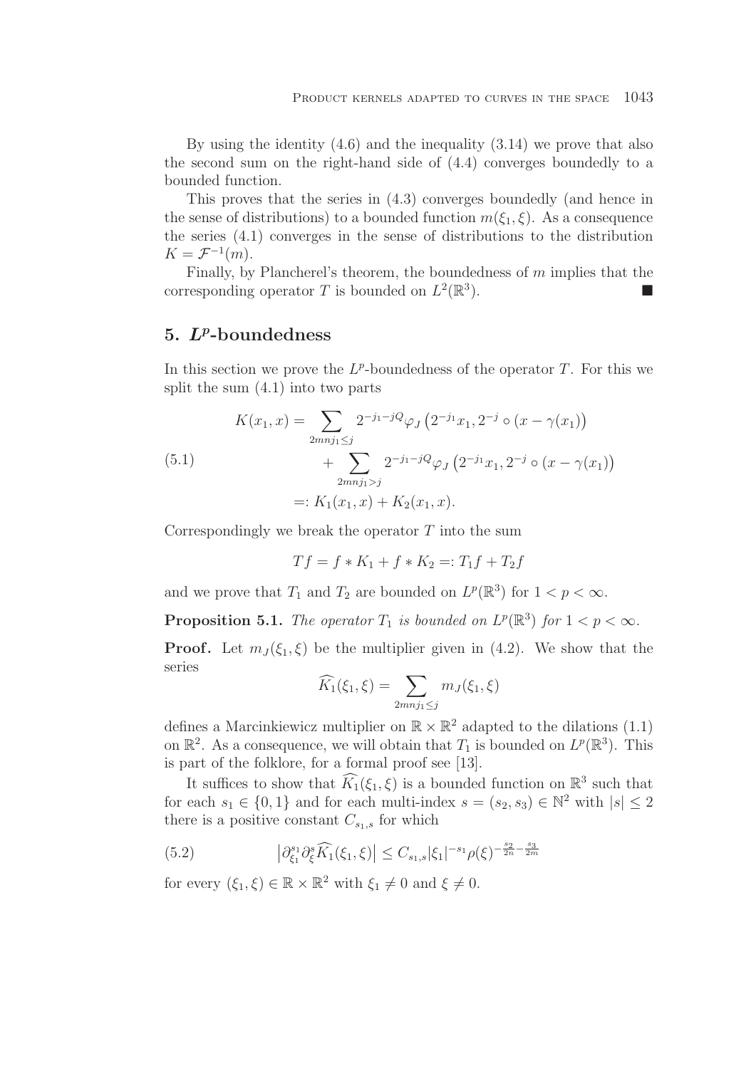By using the identity (4.6) and the inequality (3.14) we prove that also the second sum on the right-hand side of (4.4) converges boundedly to a bounded function.

This proves that the series in (4.3) converges boundedly (and hence in the sense of distributions) to a bounded function $m(\xi_1, \xi)$. As a consequence the series (4.1) converges in the sense of distributions to the distribution $K = \mathcal{F}^{-1}(m)$.

Finally, by Plancherel's theorem, the boundedness of $m$ implies that the corresponding operator $T$ is bounded on $L^2(\mathbb{R}^3)$. ■

## 5. $L^p$-boundedness

In this section we prove the $L^p$-boundedness of the operator $T$. For this we split the sum (4.1) into two parts

$$
\begin{aligned}
K(x_1, x) &= \sum_{2mnj_1 \leq j} 2^{-j_1 - jQ} \varphi_J \left(2^{-j_1} x_1, 2^{-j} \circ (x - \gamma(x_1))\right) \\
&\quad + \sum_{2mnj_1 > j} 2^{-j_1 - jQ} \varphi_J \left(2^{-j_1} x_1, 2^{-j} \circ (x - \gamma(x_1))\right) \\
&=: K_1(x_1, x) + K_2(x_1, x).
\end{aligned}
\tag{5.1}
$$

Correspondingly we break the operator $T$ into the sum

$$
Tf = f * K_1 + f * K_2 =: T_1 f + T_2 f
$$

and we prove that $T_1$ and $T_2$ are bounded on $L^p(\mathbb{R}^3)$ for $1 < p < \infty$.

**Proposition 5.1.** *The operator $T_1$ is bounded on $L^p(\mathbb{R}^3)$ for $1 < p < \infty$.*

**Proof.** Let $m_J(\xi_1, \xi)$ be the multiplier given in (4.2). We show that the series

$$
\widehat{K_1}(\xi_1, \xi) = \sum_{2mnj_1 \leq j} m_J(\xi_1, \xi)
$$

defines a Marcinkiewicz multiplier on $\mathbb{R} \times \mathbb{R}^2$ adapted to the dilations (1.1) on $\mathbb{R}^2$. As a consequence, we will obtain that $T_1$ is bounded on $L^p(\mathbb{R}^3)$. This is part of the folklore, for a formal proof see [13].

It suffices to show that $\widehat{K_1}(\xi_1, \xi)$ is a bounded function on $\mathbb{R}^3$ such that for each $s_1 \in \{0, 1\}$ and for each multi-index $s = (s_2, s_3) \in \mathbb{N}^2$ with $|s| \leq 2$ there is a positive constant $C_{s_1, s}$ for which

$$
\left|\partial_{\xi_1}^{s_1} \partial_{\xi}^{s} \widehat{K_1}(\xi_1, \xi)\right| \leq C_{s_1, s} |\xi_1|^{-s_1} \rho(\xi)^{-\frac{s_2}{2n} - \frac{s_3}{2m}}
\tag{5.2}
$$

for every $(\xi_1, \xi) \in \mathbb{R} \times \mathbb{R}^2$ with $\xi_1 \neq 0$ and $\xi \neq 0$.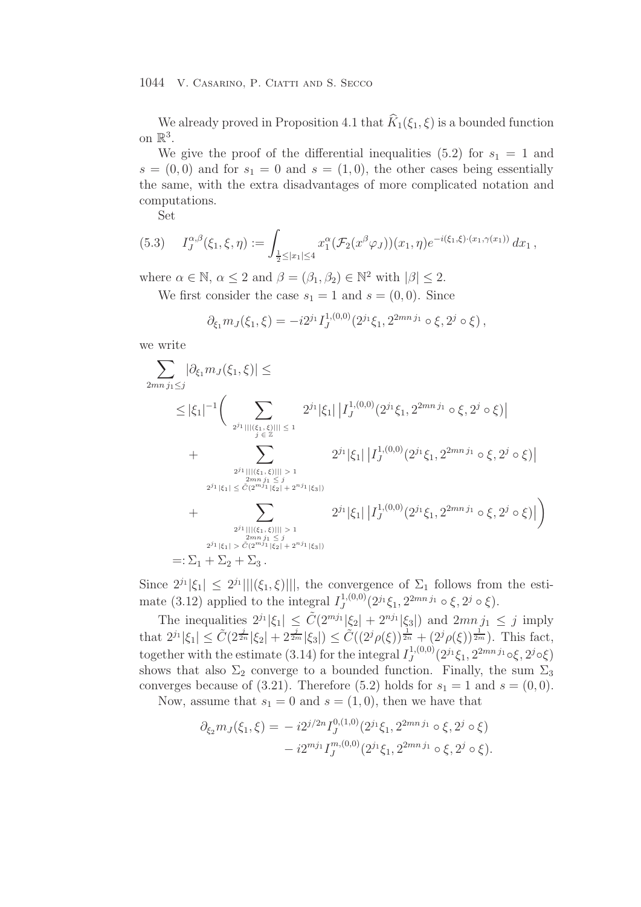We already proved in Proposition 4.1 that $\widehat{K}_1(\xi_1,\xi)$ is a bounded function on $\mathbb{R}^3$.

We give the proof of the differential inequalities (5.2) for $s_1 = 1$ and $s = (0,0)$ and for $s_1 = 0$ and $s = (1,0)$, the other cases being essentially the same, with the extra disadvantages of more complicated notation and computations.

Set

$$I_J^{\alpha,\beta}(\xi_1,\xi,\eta) := \int_{\frac{1}{2}\le |x_1|\le 4} x_1^{\alpha} (\mathcal{F}_2(x^{\beta}\varphi_J))(x_1,\eta) e^{-i(\xi_1,\xi)\cdot(x_1,\gamma(x_1))}\, dx_1 \,, \tag{5.3}$$

where $\alpha \in \mathbb{N}$, $\alpha \le 2$ and $\beta = (\beta_1,\beta_2) \in \mathbb{N}^2$ with $|\beta| \le 2$.

We first consider the case $s_1 = 1$ and $s = (0,0)$. Since

$$\partial_{\xi_1} m_J(\xi_1,\xi) = -i 2^{j_1} I_J^{1,(0,0)}(2^{j_1}\xi_1, 2^{2mn\, j_1}\circ \xi, 2^j \circ \xi)\,,$$

we write

$$\begin{aligned}
\sum_{2mn\, j_1 \le j} |\partial_{\xi_1} m_J(\xi_1,\xi)| \le& \\
\le |\xi_1|^{-1}\Bigg( & \sum_{\substack{2^{j_1}|||(\xi_1,\xi)|||\,\le\,1 \\ j\,\in\,\mathbb{Z}}} 2^{j_1}|\xi_1|\,\big|I_J^{1,(0,0)}(2^{j_1}\xi_1, 2^{2mn\, j_1}\circ \xi, 2^j\circ \xi)\big| \\
&+ \sum_{\substack{2^{j_1}|||(\xi_1,\xi)|||\,>\,1 \\ 2mn\, j_1\,\le\, j \\ 2^{j_1}|\xi_1|\,\le\, \tilde{C}(2^{mj_1}|\xi_2| + 2^{nj_1}|\xi_3|)}} 2^{j_1}|\xi_1|\,\big|I_J^{1,(0,0)}(2^{j_1}\xi_1, 2^{2mn\, j_1}\circ \xi, 2^j\circ \xi)\big| \\
&+ \sum_{\substack{2^{j_1}|||(\xi_1,\xi)|||\,>\,1 \\ 2mn\, j_1\,\le\, j \\ 2^{j_1}|\xi_1|\,>\, \tilde{C}(2^{mj_1}|\xi_2| + 2^{nj_1}|\xi_3|)}} 2^{j_1}|\xi_1|\,\big|I_J^{1,(0,0)}(2^{j_1}\xi_1, 2^{2mn\, j_1}\circ \xi, 2^j\circ \xi)\big|\Bigg) \\
=:\ & \Sigma_1 + \Sigma_2 + \Sigma_3\,.
\end{aligned}$$

Since $2^{j_1}|\xi_1| \le 2^{j_1}|||(\xi_1,\xi)|||$, the convergence of $\Sigma_1$ follows from the estimate (3.12) applied to the integral $I_J^{1,(0,0)}(2^{j_1}\xi_1, 2^{2mn\, j_1}\circ\xi, 2^j\circ\xi)$.

The inequalities $2^{j_1}|\xi_1| \le \tilde{C}(2^{mj_1}|\xi_2| + 2^{nj_1}|\xi_3|)$ and $2mn\, j_1 \le j$ imply that $2^{j_1}|\xi_1| \le \tilde{C}(2^{\frac{j}{2n}}|\xi_2| + 2^{\frac{j}{2m}}|\xi_3|) \le \tilde{C}((2^j\rho(\xi))^{\frac{1}{2n}} + (2^j\rho(\xi))^{\frac{1}{2m}})$. This fact, together with the estimate (3.14) for the integral $I_J^{1,(0,0)}(2^{j_1}\xi_1, 2^{2mn\, j_1}\circ\xi, 2^j\circ\xi)$ shows that also $\Sigma_2$ converge to a bounded function. Finally, the sum $\Sigma_3$ converges because of (3.21). Therefore (5.2) holds for $s_1 = 1$ and $s = (0,0)$.

Now, assume that $s_1 = 0$ and $s = (1,0)$, then we have that

$$\begin{aligned}
\partial_{\xi_2} m_J(\xi_1,\xi) =& -i2^{j/2n} I_J^{0,(1,0)}(2^{j_1}\xi_1, 2^{2mn\, j_1}\circ\xi, 2^j\circ\xi) \\
&- i2^{mj_1} I_J^{m,(0,0)}(2^{j_1}\xi_1, 2^{2mn\, j_1}\circ\xi, 2^j\circ\xi).
\end{aligned}$$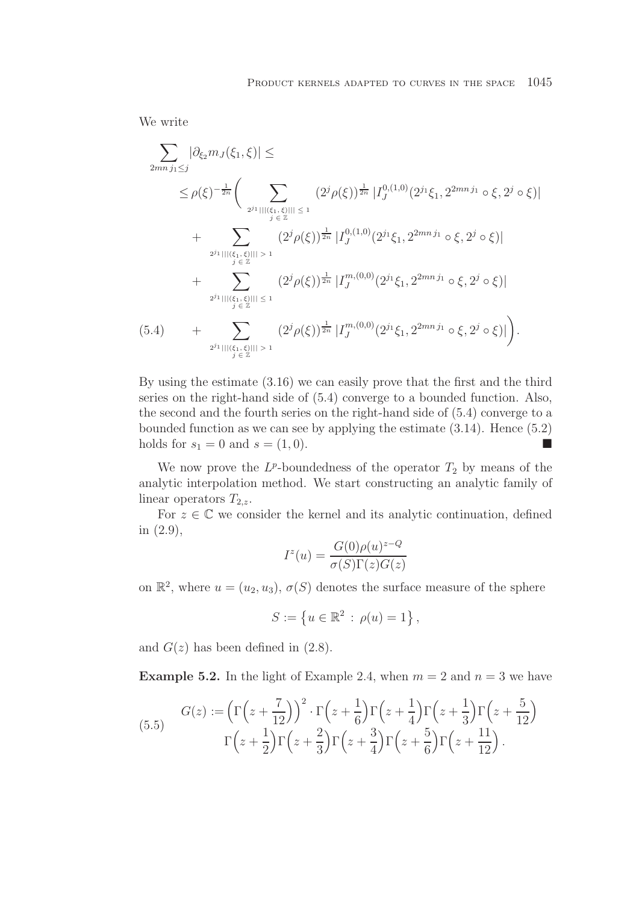We write

$$
\begin{aligned}
\sum_{2mn\,j_1\leq j} &|\partial_{\xi_2} m_J(\xi_1,\xi)| \leq \\
&\leq \rho(\xi)^{-\frac{1}{2n}}\Bigg( \sum_{\substack{2^{j_1}|||(\xi_1,\,\xi)|||\,\leq\,1\\ j\,\in\,\mathbb{Z}}} (2^j\rho(\xi))^{\frac{1}{2n}}\,|I_J^{0,(1,0)}(2^{j_1}\xi_1, 2^{2mn\,j_1}\circ\xi, 2^j\circ\xi)| \\
&\quad + \sum_{\substack{2^{j_1}|||(\xi_1,\,\xi)|||\,>\,1\\ j\,\in\,\mathbb{Z}}} (2^j\rho(\xi))^{\frac{1}{2n}}\,|I_J^{0,(1,0)}(2^{j_1}\xi_1, 2^{2mn\,j_1}\circ\xi, 2^j\circ\xi)| \\
&\quad + \sum_{\substack{2^{j_1}|||(\xi_1,\,\xi)|||\,\leq\,1\\ j\,\in\,\mathbb{Z}}} (2^j\rho(\xi))^{\frac{1}{2n}}\,|I_J^{m,(0,0)}(2^{j_1}\xi_1, 2^{2mn\,j_1}\circ\xi, 2^j\circ\xi)| \\
&\quad + \sum_{\substack{2^{j_1}|||(\xi_1,\,\xi)|||\,>\,1\\ j\,\in\,\mathbb{Z}}} (2^j\rho(\xi))^{\frac{1}{2n}}\,|I_J^{m,(0,0)}(2^{j_1}\xi_1, 2^{2mn\,j_1}\circ\xi, 2^j\circ\xi)|\Bigg).
\end{aligned}
\tag{5.4}
$$

By using the estimate (3.16) we can easily prove that the first and the third series on the right-hand side of (5.4) converge to a bounded function. Also, the second and the fourth series on the right-hand side of (5.4) converge to a bounded function as we can see by applying the estimate (3.14). Hence (5.2) holds for $s_1 = 0$ and $s = (1, 0)$. ■

We now prove the $L^p$-boundedness of the operator $T_2$ by means of the analytic interpolation method. We start constructing an analytic family of linear operators $T_{2,z}$.

For $z \in \mathbb{C}$ we consider the kernel and its analytic continuation, defined in (2.9),

$$
I^z(u) = \frac{G(0)\rho(u)^{z-Q}}{\sigma(S)\Gamma(z)G(z)}
$$

on $\mathbb{R}^2$, where $u = (u_2, u_3)$, $\sigma(S)$ denotes the surface measure of the sphere

$$
S := \left\{u \in \mathbb{R}^2 \,:\, \rho(u) = 1\right\},
$$

and $G(z)$ has been defined in (2.8).

**Example 5.2.** In the light of Example 2.4, when $m = 2$ and $n = 3$ we have

$$
\begin{aligned}
G(z) := \Big(\Gamma\Big(z+\frac{7}{12}\Big)\Big)^2 \cdot \Gamma\Big(z+\frac{1}{6}\Big)\Gamma\Big(z+\frac{1}{4}\Big)\Gamma\Big(z+\frac{1}{3}\Big)\Gamma\Big(z+\frac{5}{12}\Big) \\
\Gamma\Big(z+\frac{1}{2}\Big)\Gamma\Big(z+\frac{2}{3}\Big)\Gamma\Big(z+\frac{3}{4}\Big)\Gamma\Big(z+\frac{5}{6}\Big)\Gamma\Big(z+\frac{11}{12}\Big).
\end{aligned}
\tag{5.5}
$$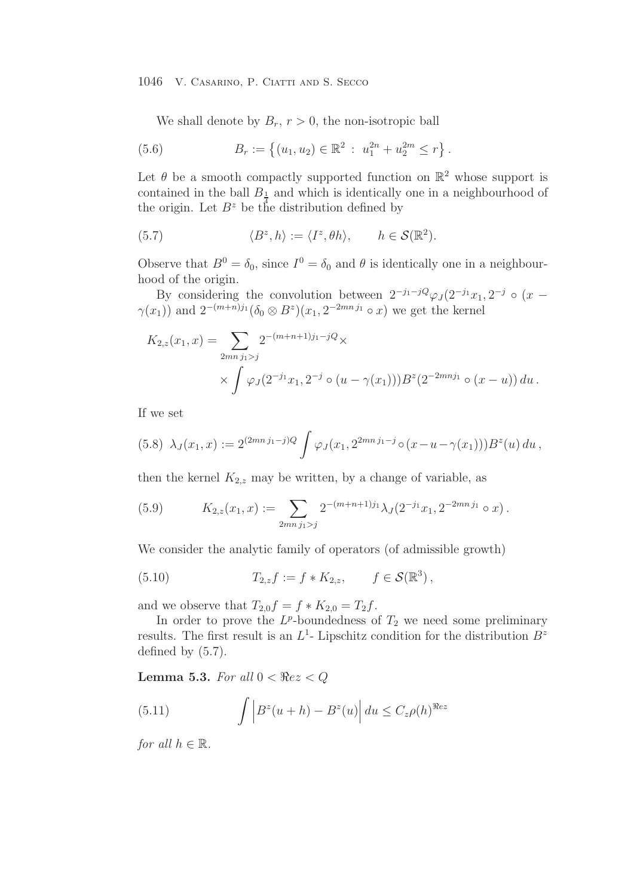We shall denote by $B_r$, $r > 0$, the non-isotropic ball

$$B_r := \left\{ (u_1, u_2) \in \mathbb{R}^2 \, : \, u_1^{2n} + u_2^{2m} \leq r \right\}. \tag{5.6}$$

Let $\theta$ be a smooth compactly supported function on $\mathbb{R}^2$ whose support is contained in the ball $B_{\frac{1}{4}}$ and which is identically one in a neighbourhood of the origin. Let $B^z$ be the distribution defined by

$$\langle B^z, h \rangle := \langle I^z, \theta h \rangle, \qquad h \in \mathcal{S}(\mathbb{R}^2). \tag{5.7}$$

Observe that $B^0 = \delta_0$, since $I^0 = \delta_0$ and $\theta$ is identically one in a neighbourhood of the origin.

By considering the convolution between $2^{-j_1 - jQ} \varphi_J(2^{-j_1} x_1, 2^{-j} \circ (x - \gamma(x_1))$ and $2^{-(m+n)j_1} (\delta_0 \otimes B^z)(x_1, 2^{-2mn\, j_1} \circ x)$ we get the kernel

$$\begin{aligned} K_{2,z}(x_1, x) = \sum_{2mn\, j_1 > j} & 2^{-(m+n+1)j_1 - jQ} \times \\ & \times \int \varphi_J(2^{-j_1} x_1, 2^{-j} \circ (u - \gamma(x_1))) B^z(2^{-2mnj_1} \circ (x - u)) \, du \, . \end{aligned}$$

If we set

$$\lambda_J(x_1, x) := 2^{(2mn\, j_1 - j)Q} \int \varphi_J(x_1, 2^{2mn\, j_1 - j} \circ (x - u - \gamma(x_1))) B^z(u) \, du \, , \tag{5.8}$$

then the kernel $K_{2,z}$ may be written, by a change of variable, as

$$K_{2,z}(x_1, x) := \sum_{2mn\, j_1 > j} 2^{-(m+n+1)j_1} \lambda_J(2^{-j_1} x_1, 2^{-2mn\, j_1} \circ x) \, . \tag{5.9}$$

We consider the analytic family of operators (of admissible growth)

$$T_{2,z} f := f * K_{2,z}, \qquad f \in \mathcal{S}(\mathbb{R}^3) \, , \tag{5.10}$$

and we observe that $T_{2,0} f = f * K_{2,0} = T_2 f$.

In order to prove the $L^p$-boundedness of $T_2$ we need some preliminary results. The first result is an $L^1$- Lipschitz condition for the distribution $B^z$ defined by (5.7).

**Lemma 5.3.** *For all* $0 < \Re e z < Q$

$$\int \Big| B^z(u + h) - B^z(u) \Big| \, du \leq C_z \rho(h)^{\Re e z} \tag{5.11}$$

*for all* $h \in \mathbb{R}$.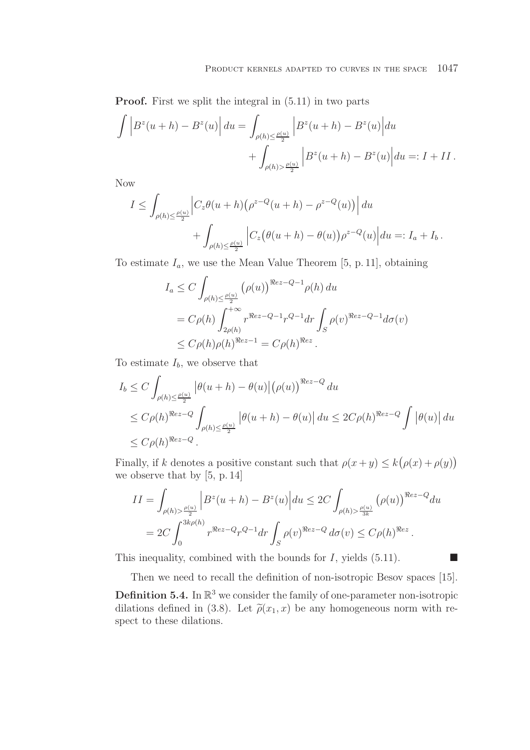**Proof.** First we split the integral in (5.11) in two parts

$$\int \Big|B^z(u+h) - B^z(u)\Big|\,du = \int_{\rho(h)\le \frac{\rho(u)}{2}} \Big|B^z(u+h) - B^z(u)\Big|du + \int_{\rho(h)> \frac{\rho(u)}{2}} \Big|B^z(u+h) - B^z(u)\Big|du =: I + II\,.$$

Now

$$I \le \int_{\rho(h)\le \frac{\rho(u)}{2}} \Big|C_z\theta(u+h)\big(\rho^{z-Q}(u+h) - \rho^{z-Q}(u)\big)\Big|\,du + \int_{\rho(h)\le \frac{\rho(u)}{2}} \Big|C_z\big(\theta(u+h) - \theta(u)\big)\rho^{z-Q}(u)\Big|du =: I_a + I_b\,.$$

To estimate $I_a$, we use the Mean Value Theorem [5, p. 11], obtaining

$$\begin{aligned} I_a &\le C\int_{\rho(h)\le \frac{\rho(u)}{2}} \big(\rho(u)\big)^{\Re ez-Q-1}\rho(h)\,du \\ &= C\rho(h)\int_{2\rho(h)}^{+\infty} r^{\Re ez-Q-1}r^{Q-1}dr\int_S \rho(v)^{\Re ez-Q-1}d\sigma(v) \\ &\le C\rho(h)\rho(h)^{\Re ez-1} = C\rho(h)^{\Re ez}\,. \end{aligned}$$

To estimate $I_b$, we observe that

$$\begin{aligned} I_b &\le C\int_{\rho(h)\le \frac{\rho(u)}{2}} \big|\theta(u+h) - \theta(u)\big|\big(\rho(u)\big)^{\Re ez-Q}\,du \\ &\le C\rho(h)^{\Re ez-Q}\int_{\rho(h)\le \frac{\rho(u)}{2}} \big|\theta(u+h)-\theta(u)\big|\,du \le 2C\rho(h)^{\Re ez-Q}\int \big|\theta(u)\big|\,du \\ &\le C\rho(h)^{\Re ez-Q}\,. \end{aligned}$$

Finally, if $k$ denotes a positive constant such that $\rho(x+y)\le k\big(\rho(x)+\rho(y)\big)$ we observe that by [5, p. 14]

$$\begin{aligned} II &= \int_{\rho(h)> \frac{\rho(u)}{2}} \Big|B^z(u+h) - B^z(u)\Big|du \le 2C\int_{\rho(h)>\frac{\rho(u)}{3k}} \big(\rho(u)\big)^{\Re ez-Q}du \\ &= 2C\int_0^{3k\rho(h)} r^{\Re ez-Q}r^{Q-1}dr\int_S \rho(v)^{\Re ez-Q}\,d\sigma(v) \le C\rho(h)^{\Re ez}\,. \end{aligned}$$

This inequality, combined with the bounds for $I$, yields (5.11). ■

Then we need to recall the definition of non-isotropic Besov spaces [15].

**Definition 5.4.** In $\mathbb{R}^3$ we consider the family of one-parameter non-isotropic dilations defined in (3.8). Let $\widetilde{\rho}(x_1,x)$ be any homogeneous norm with respect to these dilations.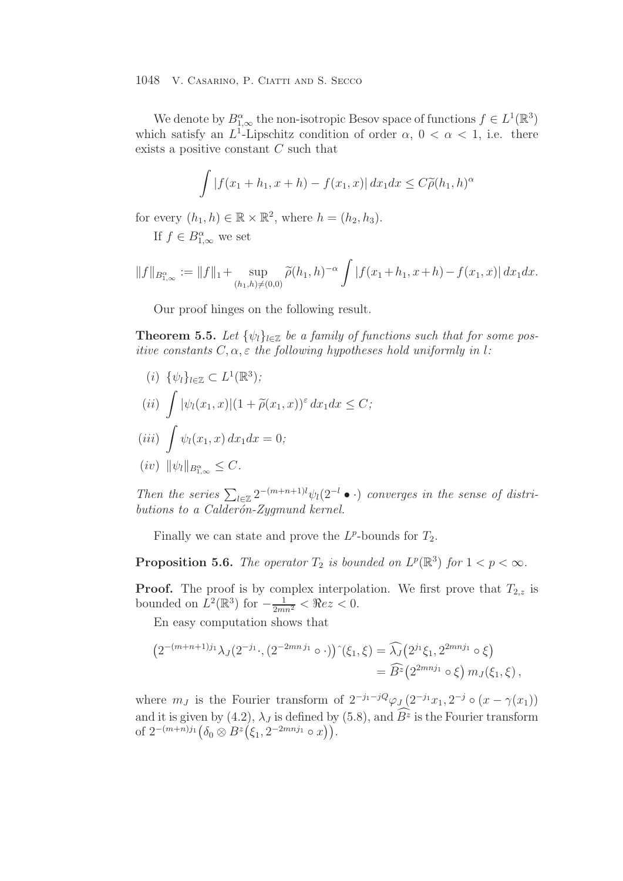We denote by $B^\alpha_{1,\infty}$ the non-isotropic Besov space of functions $f \in L^1(\mathbb{R}^3)$ which satisfy an $L^1$-Lipschitz condition of order $\alpha$, $0 < \alpha < 1$, i.e. there exists a positive constant $C$ such that

$$\int |f(x_1 + h_1, x + h) - f(x_1, x)|\, dx_1 dx \le C \widetilde{\rho}(h_1, h)^\alpha$$

for every $(h_1, h) \in \mathbb{R} \times \mathbb{R}^2$, where $h = (h_2, h_3)$.

If $f \in B^\alpha_{1,\infty}$ we set

$$\|f\|_{B^\alpha_{1,\infty}} := \|f\|_1 + \sup_{(h_1,h)\neq(0,0)} \widetilde{\rho}(h_1, h)^{-\alpha} \int |f(x_1 + h_1, x + h) - f(x_1, x)|\, dx_1 dx.$$

Our proof hinges on the following result.

**Theorem 5.5.** *Let $\{\psi_l\}_{l\in\mathbb{Z}}$ be a family of functions such that for some positive constants $C, \alpha, \varepsilon$ the following hypotheses hold uniformly in $l$:*

$(i)$ $\{\psi_l\}_{l\in\mathbb{Z}} \subset L^1(\mathbb{R}^3)$*;*

$(ii)$ $\displaystyle\int |\psi_l(x_1, x)|(1 + \widetilde{\rho}(x_1, x))^\varepsilon\, dx_1 dx \le C$*;*

$(iii)$ $\displaystyle\int \psi_l(x_1, x)\, dx_1 dx = 0$*;*

$(iv)$ $\|\psi_l\|_{B^\alpha_{1,\infty}} \le C$*.*

*Then the series $\sum_{l\in\mathbb{Z}} 2^{-(m+n+1)l} \psi_l(2^{-l} \bullet \cdot)$ converges in the sense of distributions to a Calderón-Zygmund kernel.*

Finally we can state and prove the $L^p$-bounds for $T_2$.

**Proposition 5.6.** *The operator $T_2$ is bounded on $L^p(\mathbb{R}^3)$ for $1 < p < \infty$.*

**Proof.** The proof is by complex interpolation. We first prove that $T_{2,z}$ is bounded on $L^2(\mathbb{R}^3)$ for $-\frac{1}{2mn^2} < \Re e z < 0$.

En easy computation shows that

$$\begin{aligned}\big(2^{-(m+n+1)j_1} \lambda_J(2^{-j_1}\cdot, (2^{-2mnj_1} \circ \cdot)\big)\hat{}\,(\xi_1, \xi) &= \widehat{\lambda_J}\big(2^{j_1}\xi_1, 2^{2mnj_1} \circ \xi\big) \\ &= \widehat{B^z}\big(2^{2mnj_1} \circ \xi\big)\, m_J(\xi_1, \xi)\,,\end{aligned}$$

where $m_J$ is the Fourier transform of $2^{-j_1 - jQ} \varphi_J\big(2^{-j_1}x_1, 2^{-j} \circ (x - \gamma(x_1)\big)$ and it is given by (4.2), $\lambda_J$ is defined by (5.8), and $\widehat{B^z}$ is the Fourier transform of $2^{-(m+n)j_1}\big(\delta_0 \otimes B^z\big(\xi_1, 2^{-2mnj_1} \circ x\big)\big)$.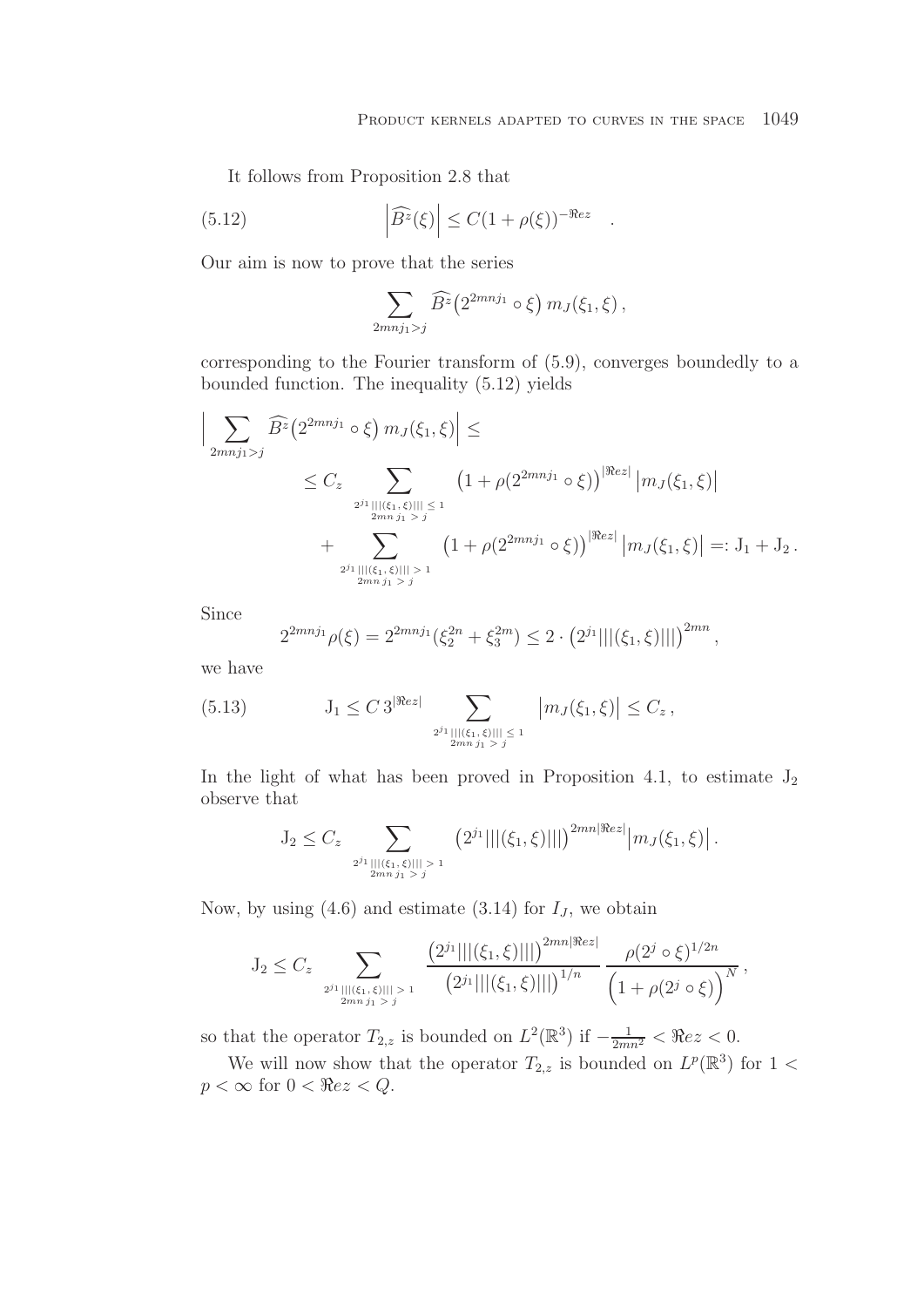It follows from Proposition 2.8 that

$$\left|\widehat{B^z}(\xi)\right| \leq C(1+\rho(\xi))^{-\Re e z} \quad . \tag{5.12}$$

Our aim is now to prove that the series

$$\sum_{2mnj_1>j} \widehat{B^z}\big(2^{2mnj_1}\circ\xi\big)\, m_J(\xi_1,\xi)\,,$$

corresponding to the Fourier transform of (5.9), converges boundedly to a bounded function. The inequality (5.12) yields

$$\begin{aligned}
\Big|\sum_{2mnj_1>j} \widehat{B^z}\big(2^{2mnj_1}\circ\xi\big)\, m_J(\xi_1,\xi)\Big| &\leq \\
&\leq C_z \sum_{\substack{2^{j_1}|||(\xi_1,\xi)|||\,\leq\,1\\ 2mn\,j_1\,>\,j}} \big(1+\rho(2^{2mnj_1}\circ\xi)\big)^{|\Re e z|}\big|m_J(\xi_1,\xi)\big| \\
&\quad + \sum_{\substack{2^{j_1}|||(\xi_1,\xi)|||\,>\,1\\ 2mn\,j_1\,>\,j}} \big(1+\rho(2^{2mnj_1}\circ\xi)\big)^{|\Re e z|}\big|m_J(\xi_1,\xi)\big| =: \mathrm{J}_1+\mathrm{J}_2\,.
\end{aligned}$$

Since

$$2^{2mnj_1}\rho(\xi) = 2^{2mnj_1}(\xi_2^{2n}+\xi_3^{2m}) \leq 2\cdot\big(2^{j_1}|||(\xi_1,\xi)|||\big)^{2mn},$$

we have

$$\mathrm{J}_1 \leq C\,3^{|\Re e z|}\sum_{\substack{2^{j_1}|||(\xi_1,\xi)|||\,\leq\,1\\ 2mn\,j_1\,>\,j}} \big|m_J(\xi_1,\xi)\big| \leq C_z\,, \tag{5.13}$$

In the light of what has been proved in Proposition 4.1, to estimate $\mathrm{J}_2$ observe that

$$\mathrm{J}_2 \leq C_z \sum_{\substack{2^{j_1}|||(\xi_1,\xi)|||\,>\,1\\ 2mn\,j_1\,>\,j}} \big(2^{j_1}|||(\xi_1,\xi)|||\big)^{2mn|\Re e z|}\big|m_J(\xi_1,\xi)\big|\,.$$

Now, by using (4.6) and estimate (3.14) for $I_J$, we obtain

$$\mathrm{J}_2 \leq C_z \sum_{\substack{2^{j_1}|||(\xi_1,\xi)|||\,>\,1\\ 2mn\,j_1\,>\,j}} \frac{\big(2^{j_1}|||(\xi_1,\xi)|||\big)^{2mn|\Re e z|}}{\big(2^{j_1}|||(\xi_1,\xi)|||\big)^{1/n}}\,\frac{\rho(2^j\circ\xi)^{1/2n}}{\Big(1+\rho(2^j\circ\xi)\Big)^N}\,,$$

so that the operator $T_{2,z}$ is bounded on $L^2(\mathbb{R}^3)$ if $-\frac{1}{2mn^2}<\Re e z<0$.

We will now show that the operator $T_{2,z}$ is bounded on $L^p(\mathbb{R}^3)$ for $1<p<\infty$ for $0<\Re e z<Q$.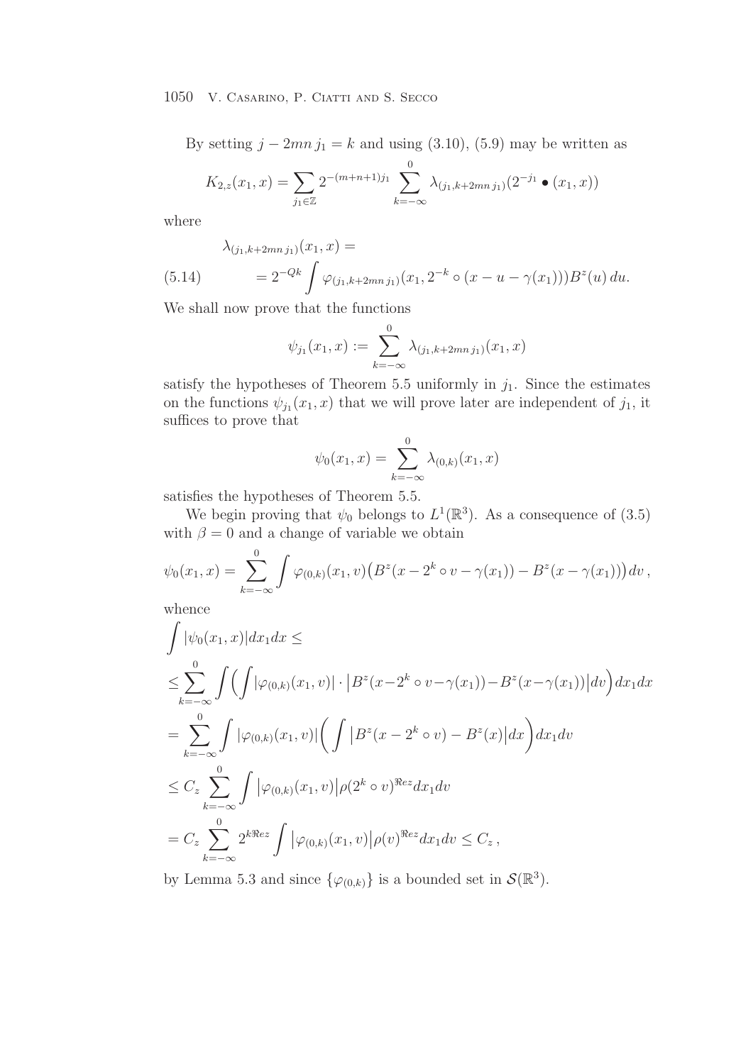By setting $j - 2mn\, j_1 = k$ and using (3.10), (5.9) may be written as

$$K_{2,z}(x_1, x) = \sum_{j_1 \in \mathbb{Z}} 2^{-(m+n+1)j_1} \sum_{k=-\infty}^{0} \lambda_{(j_1, k+2mn\, j_1)}(2^{-j_1} \bullet (x_1, x))$$

where

$$\lambda_{(j_1,k+2mn\, j_1)}(x_1, x) = \tag{5.14}$$
$$= 2^{-Qk} \int \varphi_{(j_1,k+2mn\, j_1)}(x_1, 2^{-k} \circ (x - u - \gamma(x_1))) B^z(u)\, du.$$

We shall now prove that the functions

$$\psi_{j_1}(x_1, x) := \sum_{k=-\infty}^{0} \lambda_{(j_1,k+2mn\, j_1)}(x_1, x)$$

satisfy the hypotheses of Theorem 5.5 uniformly in $j_1$. Since the estimates on the functions $\psi_{j_1}(x_1, x)$ that we will prove later are independent of $j_1$, it suffices to prove that

$$\psi_0(x_1, x) = \sum_{k=-\infty}^{0} \lambda_{(0,k)}(x_1, x)$$

satisfies the hypotheses of Theorem 5.5.

We begin proving that $\psi_0$ belongs to $L^1(\mathbb{R}^3)$. As a consequence of (3.5) with $\beta = 0$ and a change of variable we obtain

$$\psi_0(x_1, x) = \sum_{k=-\infty}^{0} \int \varphi_{(0,k)}(x_1, v)\big(B^z(x - 2^k \circ v - \gamma(x_1)) - B^z(x - \gamma(x_1))\big)\, dv\,,$$

whence

$$\begin{aligned}
&\int |\psi_0(x_1, x)| dx_1 dx \leq \\
&\leq \sum_{k=-\infty}^{0} \int \Big( \int |\varphi_{(0,k)}(x_1, v)| \cdot \big|B^z(x - 2^k \circ v - \gamma(x_1)) - B^z(x - \gamma(x_1))\big| dv \Big) dx_1 dx \\
&= \sum_{k=-\infty}^{0} \int |\varphi_{(0,k)}(x_1, v)| \bigg( \int \big|B^z(x - 2^k \circ v) - B^z(x)\big| dx \bigg) dx_1 dv \\
&\leq C_z \sum_{k=-\infty}^{0} \int \big|\varphi_{(0,k)}(x_1, v)\big| \rho(2^k \circ v)^{\Re ez} dx_1 dv \\
&= C_z \sum_{k=-\infty}^{0} 2^{k\Re ez} \int \big|\varphi_{(0,k)}(x_1, v)\big| \rho(v)^{\Re ez} dx_1 dv \leq C_z\,,
\end{aligned}$$

by Lemma 5.3 and since $\{\varphi_{(0,k)}\}$ is a bounded set in $\mathcal{S}(\mathbb{R}^3)$.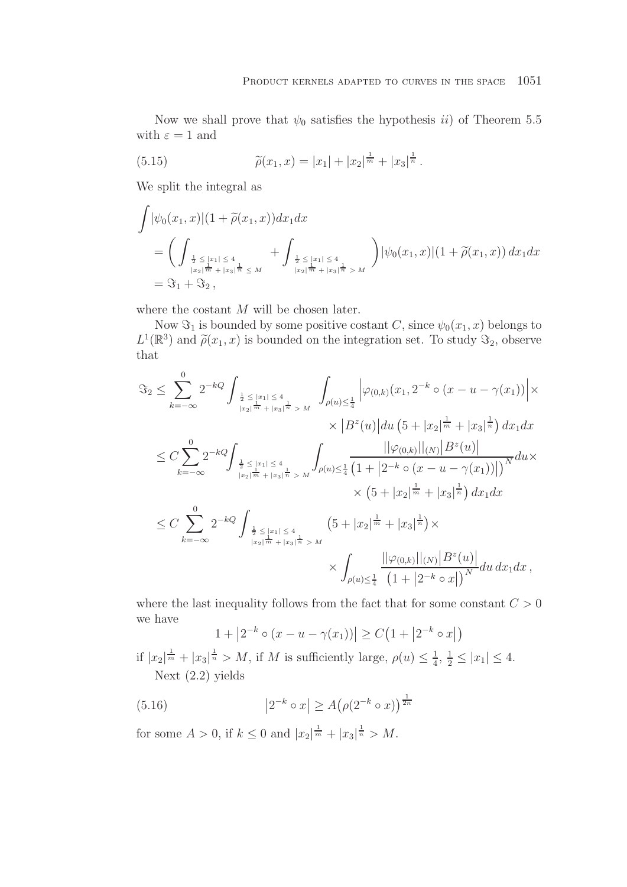Now we shall prove that $\psi_0$ satisfies the hypothesis *ii*) of Theorem 5.5 with $\varepsilon = 1$ and

$$\widetilde{\rho}(x_1, x) = |x_1| + |x_2|^{\frac{1}{m}} + |x_3|^{\frac{1}{n}}. \tag{5.15}$$

We split the integral as

$$\begin{aligned}
&\int |\psi_0(x_1,x)|(1+\widetilde{\rho}(x_1,x))dx_1dx \\
&= \Bigg( \int_{\substack{\frac{1}{2} \leq |x_1| \leq 4 \\ |x_2|^{\frac{1}{m}} + |x_3|^{\frac{1}{n}} \leq M}} + \int_{\substack{\frac{1}{2} \leq |x_1| \leq 4 \\ |x_2|^{\frac{1}{m}} + |x_3|^{\frac{1}{n}} > M}} \Bigg) |\psi_0(x_1,x)|(1+\widetilde{\rho}(x_1,x))\, dx_1dx \\
&= \Im_1 + \Im_2\,,
\end{aligned}$$

where the costant $M$ will be chosen later.

Now $\Im_1$ is bounded by some positive costant $C$, since $\psi_0(x_1, x)$ belongs to $L^1(\mathbb{R}^3)$ and $\widetilde{\rho}(x_1, x)$ is bounded on the integration set. To study $\Im_2$, observe that

$$\begin{aligned}
\Im_2 &\leq \sum_{k=-\infty}^{0} 2^{-kQ} \int_{\substack{\frac{1}{2} \leq |x_1| \leq 4 \\ |x_2|^{\frac{1}{m}} + |x_3|^{\frac{1}{n}} > M}} \int_{\rho(u) \leq \frac{1}{4}} \Big| \varphi_{(0,k)}(x_1, 2^{-k} \circ (x - u - \gamma(x_1)) \Big| \times \\
&\qquad\qquad \times \big| B^z(u) \big| du \, \big(5 + |x_2|^{\frac{1}{m}} + |x_3|^{\frac{1}{n}}\big)\, dx_1 dx \\
&\leq C \sum_{k=-\infty}^{0} 2^{-kQ} \int_{\substack{\frac{1}{2} \leq |x_1| \leq 4 \\ |x_2|^{\frac{1}{m}} + |x_3|^{\frac{1}{n}} > M}} \int_{\rho(u) \leq \frac{1}{4}} \frac{||\varphi_{(0,k)}||_{(N)} \big| B^z(u) \big|}{\big(1 + \big| 2^{-k} \circ (x - u - \gamma(x_1)) \big|\big)^N} du \times \\
&\qquad\qquad \times \big(5 + |x_2|^{\frac{1}{m}} + |x_3|^{\frac{1}{n}}\big)\, dx_1 dx \\
&\leq C \sum_{k=-\infty}^{0} 2^{-kQ} \int_{\substack{\frac{1}{2} \leq |x_1| \leq 4 \\ |x_2|^{\frac{1}{m}} + |x_3|^{\frac{1}{n}} > M}} \big(5 + |x_2|^{\frac{1}{m}} + |x_3|^{\frac{1}{n}}\big) \times \\
&\qquad\qquad \times \int_{\rho(u) \leq \frac{1}{4}} \frac{||\varphi_{(0,k)}||_{(N)} \big| B^z(u) \big|}{\big(1 + \big| 2^{-k} \circ x \big|\big)^N} du \, dx_1 dx\,,
\end{aligned}$$

where the last inequality follows from the fact that for some constant $C > 0$ we have

$$1 + \big| 2^{-k} \circ (x - u - \gamma(x_1)) \big| \geq C \big(1 + \big| 2^{-k} \circ x \big|\big)$$

if $|x_2|^{\frac{1}{m}} + |x_3|^{\frac{1}{n}} > M$, if $M$ is sufficiently large, $\rho(u) \leq \frac{1}{4}$, $\frac{1}{2} \leq |x_1| \leq 4$.

Next (2.2) yields

$$\big| 2^{-k} \circ x \big| \geq A \big(\rho(2^{-k} \circ x)\big)^{\frac{1}{2n}} \tag{5.16}$$

for some $A > 0$, if $k \leq 0$ and $|x_2|^{\frac{1}{m}} + |x_3|^{\frac{1}{n}} > M$.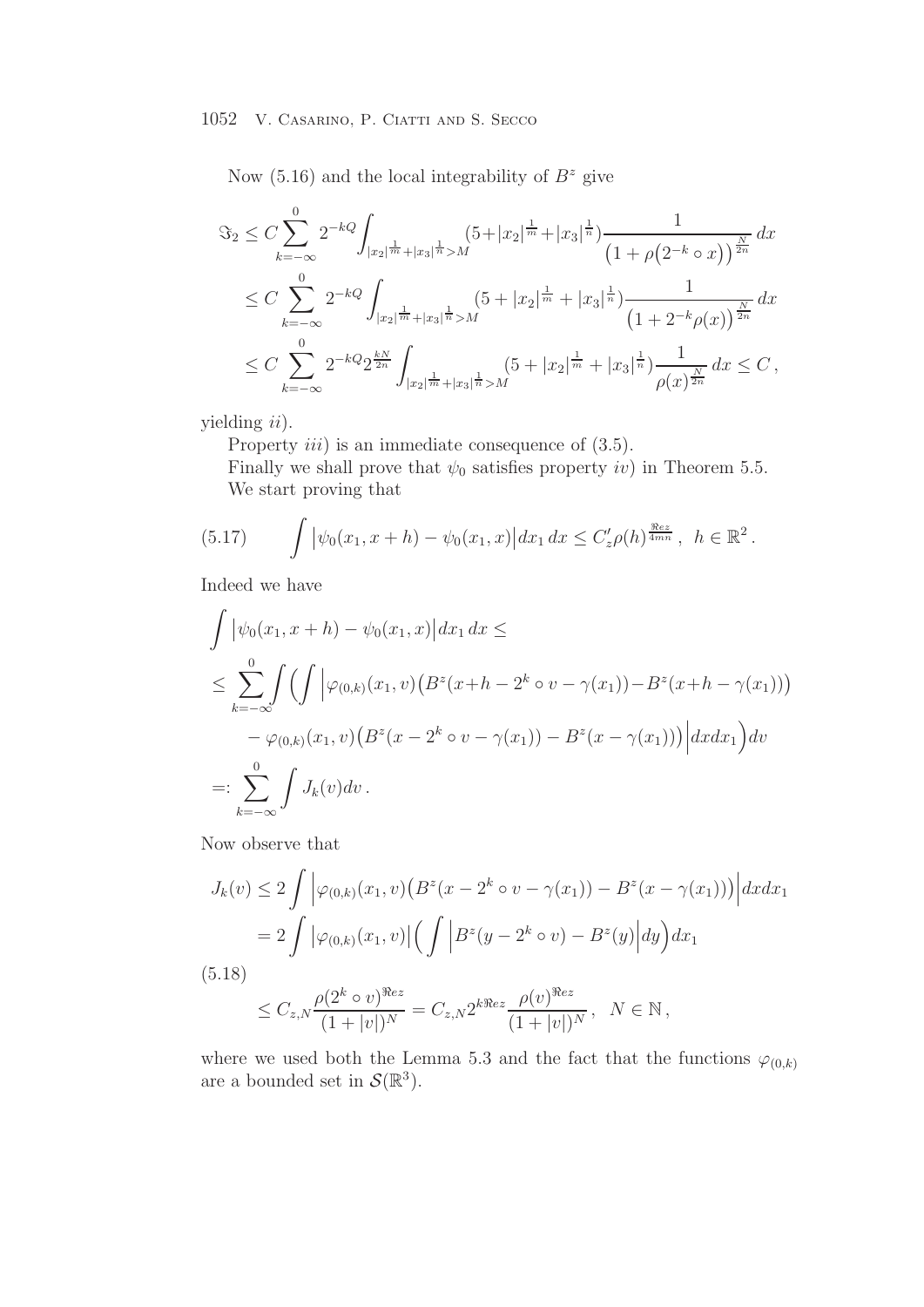Now (5.16) and the local integrability of $B^z$ give

$$
\begin{aligned}
\Im_2 &\le C \sum_{k=-\infty}^{0} 2^{-kQ} \int_{|x_2|^{\frac{1}{m}}+|x_3|^{\frac{1}{n}}>M} (5+|x_2|^{\frac{1}{m}}+|x_3|^{\frac{1}{n}}) \frac{1}{\big(1+\rho\big(2^{-k}\circ x\big)\big)^{\frac{N}{2n}}}\, dx \\
&\le C \sum_{k=-\infty}^{0} 2^{-kQ} \int_{|x_2|^{\frac{1}{m}}+|x_3|^{\frac{1}{n}}>M} (5+|x_2|^{\frac{1}{m}}+|x_3|^{\frac{1}{n}}) \frac{1}{\big(1+2^{-k}\rho(x)\big)^{\frac{N}{2n}}}\, dx \\
&\le C \sum_{k=-\infty}^{0} 2^{-kQ} 2^{\frac{kN}{2n}} \int_{|x_2|^{\frac{1}{m}}+|x_3|^{\frac{1}{n}}>M} (5+|x_2|^{\frac{1}{m}}+|x_3|^{\frac{1}{n}}) \frac{1}{\rho(x)^{\frac{N}{2n}}}\, dx \le C\,,
\end{aligned}
$$

yielding *ii*).

Property *iii*) is an immediate consequence of (3.5).

Finally we shall prove that $\psi_0$ satisfies property *iv*) in Theorem 5.5.

We start proving that

$$
\int \big|\psi_0(x_1, x+h) - \psi_0(x_1,x)\big| dx_1\, dx \le C'_z \rho(h)^{\frac{\Re ez}{4mn}}\,, \quad h \in \mathbb{R}^2\,. \tag{5.17}
$$

Indeed we have

$$
\begin{aligned}
&\int \big|\psi_0(x_1, x+h) - \psi_0(x_1,x)\big| dx_1\, dx \le \\
&\le \sum_{k=-\infty}^{0} \int \Big( \int \Big| \varphi_{(0,k)}(x_1,v)\big(B^z(x+h-2^k\circ v-\gamma(x_1)) - B^z(x+h-\gamma(x_1))\big) \\
&\qquad - \varphi_{(0,k)}(x_1,v)\big(B^z(x-2^k\circ v-\gamma(x_1)) - B^z(x-\gamma(x_1))\big)\Big| dx dx_1 \Big) dv \\
&=: \sum_{k=-\infty}^{0} \int J_k(v) dv\,.
\end{aligned}
$$

Now observe that

$$
\begin{aligned}
J_k(v) &\le 2 \int \Big| \varphi_{(0,k)}(x_1,v)\big(B^z(x-2^k\circ v-\gamma(x_1)) - B^z(x-\gamma(x_1))\big)\Big| dx dx_1 \\
&= 2\int \big|\varphi_{(0,k)}(x_1,v)\big| \Big(\int \Big|B^z(y-2^k\circ v) - B^z(y)\Big| dy\Big) dx_1 \\
&\le C_{z,N} \frac{\rho(2^k\circ v)^{\Re ez}}{(1+|v|)^N} = C_{z,N} 2^{k\Re ez} \frac{\rho(v)^{\Re ez}}{(1+|v|)^N}\,, \quad N\in\mathbb{N}\,,
\end{aligned} \tag{5.18}
$$

where we used both the Lemma 5.3 and the fact that the functions $\varphi_{(0,k)}$ are a bounded set in $\mathcal{S}(\mathbb{R}^3)$.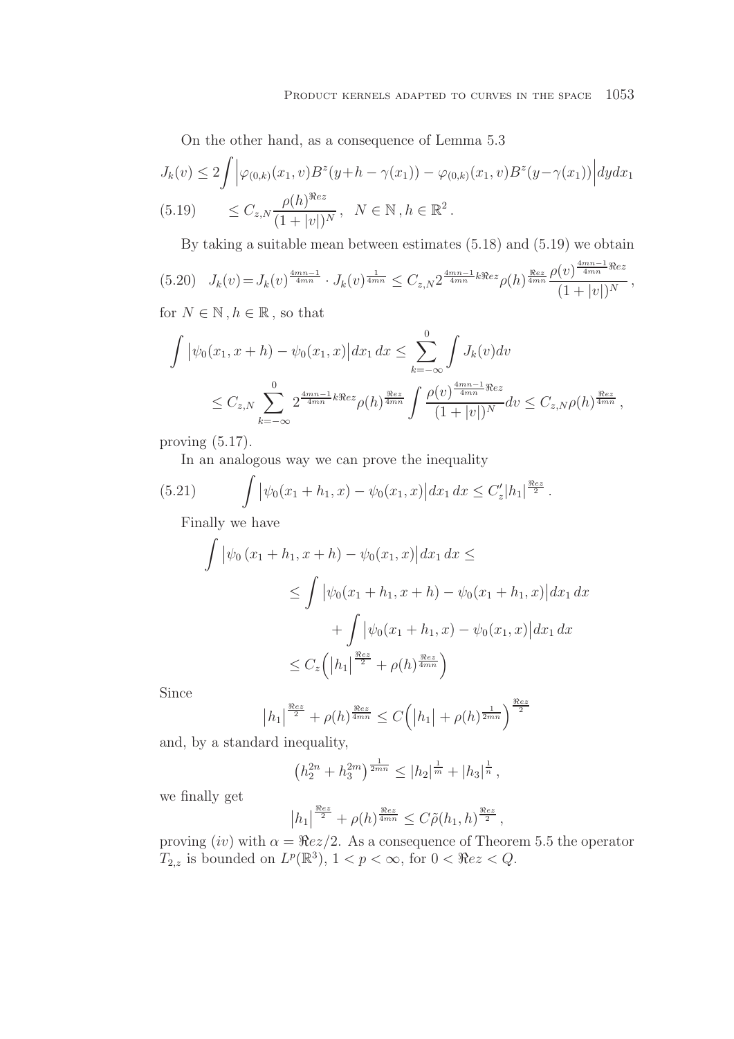On the other hand, as a consequence of Lemma 5.3

$$
\begin{aligned}
J_k(v) &\leq 2\int \Big|\varphi_{(0,k)}(x_1,v)B^z(y+h-\gamma(x_1)) - \varphi_{(0,k)}(x_1,v)B^z(y-\gamma(x_1))\Big| dy dx_1 \\
&\leq C_{z,N}\frac{\rho(h)^{\Re ez}}{(1+|v|)^N}\,, \quad N\in\mathbb{N}\,, h\in\mathbb{R}^2\,. \qquad (5.19)
\end{aligned}
$$

By taking a suitable mean between estimates (5.18) and (5.19) we obtain

$$
J_k(v) = J_k(v)^{\frac{4mn-1}{4mn}}\cdot J_k(v)^{\frac{1}{4mn}} \leq C_{z,N}2^{\frac{4mn-1}{4mn}k\Re ez}\rho(h)^{\frac{\Re ez}{4mn}}\frac{\rho(v)^{\frac{4mn-1}{4mn}\Re ez}}{(1+|v|)^N}\,, \qquad (5.20)
$$

for $N\in\mathbb{N}\,, h\in\mathbb{R}$, so that

$$
\begin{aligned}
\int \big|\psi_0(x_1,x+h) - \psi_0(x_1,x)\big| dx_1\, dx &\leq \sum_{k=-\infty}^{0}\int J_k(v)dv \\
&\leq C_{z,N}\sum_{k=-\infty}^{0} 2^{\frac{4mn-1}{4mn}k\Re ez}\rho(h)^{\frac{\Re ez}{4mn}}\int\frac{\rho(v)^{\frac{4mn-1}{4mn}\Re ez}}{(1+|v|)^N}dv \leq C_{z,N}\rho(h)^{\frac{\Re ez}{4mn}}\,,
\end{aligned}
$$

proving (5.17).

In an analogous way we can prove the inequality

$$
\int \big|\psi_0(x_1+h_1,x) - \psi_0(x_1,x)\big| dx_1\, dx \leq C'_z|h_1|^{\frac{\Re ez}{2}}\,. \qquad (5.21)
$$

Finally we have

$$
\begin{aligned}
\int \big|\psi_0\,(x_1+h_1,x+h) - \psi_0(x_1,x)\big| dx_1\, dx &\leq \\
&\leq \int \big|\psi_0(x_1+h_1,x+h) - \psi_0(x_1+h_1,x)\big| dx_1\, dx \\
&\quad + \int \big|\psi_0(x_1+h_1,x) - \psi_0(x_1,x)\big| dx_1\, dx \\
&\leq C_z\Big(\big|h_1\big|^{\frac{\Re ez}{2}} + \rho(h)^{\frac{\Re ez}{4mn}}\Big)
\end{aligned}
$$

Since

$$
\big|h_1\big|^{\frac{\Re ez}{2}} + \rho(h)^{\frac{\Re ez}{4mn}} \leq C\Big(\big|h_1\big| + \rho(h)^{\frac{1}{2mn}}\Big)^{\frac{\Re ez}{2}}
$$

and, by a standard inequality,

$$
\big(h_2^{2n}+h_3^{2m}\big)^{\frac{1}{2mn}} \leq |h_2|^{\frac{1}{m}} + |h_3|^{\frac{1}{n}}\,,
$$

we finally get

$$
\big|h_1\big|^{\frac{\Re ez}{2}} + \rho(h)^{\frac{\Re ez}{4mn}} \leq C\tilde{\rho}(h_1,h)^{\frac{\Re ez}{2}}\,,
$$

proving $(iv)$ with $\alpha = \Re ez/2$. As a consequence of Theorem 5.5 the operator $T_{2,z}$ is bounded on $L^p(\mathbb{R}^3)$, $1<p<\infty$, for $0<\Re ez<Q$.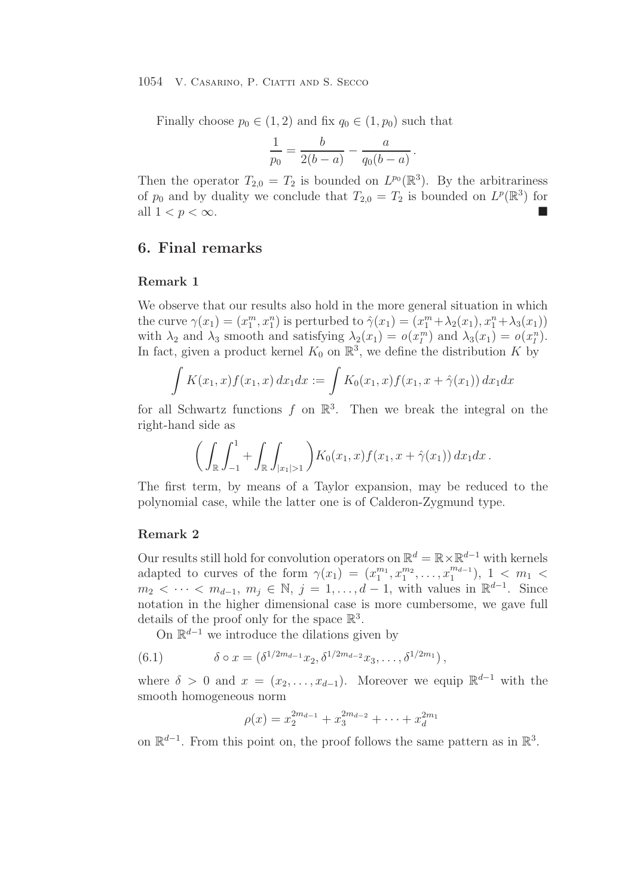Finally choose $p_0 \in (1,2)$ and fix $q_0 \in (1, p_0)$ such that

$$\frac{1}{p_0} = \frac{b}{2(b-a)} - \frac{a}{q_0(b-a)}.$$

Then the operator $T_{2,0} = T_2$ is bounded on $L^{p_0}(\mathbb{R}^3)$. By the arbitrariness of $p_0$ and by duality we conclude that $T_{2,0} = T_2$ is bounded on $L^p(\mathbb{R}^3)$ for all $1 < p < \infty$. ■

## 6. Final remarks

### Remark 1

We observe that our results also hold in the more general situation in which the curve $\gamma(x_1) = (x_1^m, x_1^n)$ is perturbed to $\hat{\gamma}(x_1) = (x_1^m + \lambda_2(x_1), x_1^n + \lambda_3(x_1))$ with $\lambda_2$ and $\lambda_3$ smooth and satisfying $\lambda_2(x_1) = o(x_1^m)$ and $\lambda_3(x_1) = o(x_1^n)$. In fact, given a product kernel $K_0$ on $\mathbb{R}^3$, we define the distribution $K$ by

$$\int K(x_1, x) f(x_1, x)\, dx_1 dx := \int K_0(x_1, x) f(x_1, x + \hat{\gamma}(x_1))\, dx_1 dx$$

for all Schwartz functions $f$ on $\mathbb{R}^3$. Then we break the integral on the right-hand side as

$$\left( \int_{\mathbb{R}} \int_{-1}^{1} + \int_{\mathbb{R}} \int_{|x_1|>1} \right) K_0(x_1, x) f(x_1, x + \hat{\gamma}(x_1))\, dx_1 dx\,.$$

The first term, by means of a Taylor expansion, may be reduced to the polynomial case, while the latter one is of Calderon-Zygmund type.

### Remark 2

Our results still hold for convolution operators on $\mathbb{R}^d = \mathbb{R} \times \mathbb{R}^{d-1}$ with kernels adapted to curves of the form $\gamma(x_1) = (x_1^{m_1}, x_1^{m_2}, \ldots, x_1^{m_{d-1}})$, $1 < m_1 < m_2 < \cdots < m_{d-1}$, $m_j \in \mathbb{N}$, $j = 1, \ldots, d-1$, with values in $\mathbb{R}^{d-1}$. Since notation in the higher dimensional case is more cumbersome, we gave full details of the proof only for the space $\mathbb{R}^3$.

On $\mathbb{R}^{d-1}$ we introduce the dilations given by

$$\delta \circ x = (\delta^{1/2m_{d-1}} x_2, \delta^{1/2m_{d-2}} x_3, \ldots, \delta^{1/2m_1})\,, \tag{6.1}$$

where $\delta > 0$ and $x = (x_2, \ldots, x_{d-1})$. Moreover we equip $\mathbb{R}^{d-1}$ with the smooth homogeneous norm

$$\rho(x) = x_2^{2m_{d-1}} + x_3^{2m_{d-2}} + \cdots + x_d^{2m_1}$$

on $\mathbb{R}^{d-1}$. From this point on, the proof follows the same pattern as in $\mathbb{R}^3$.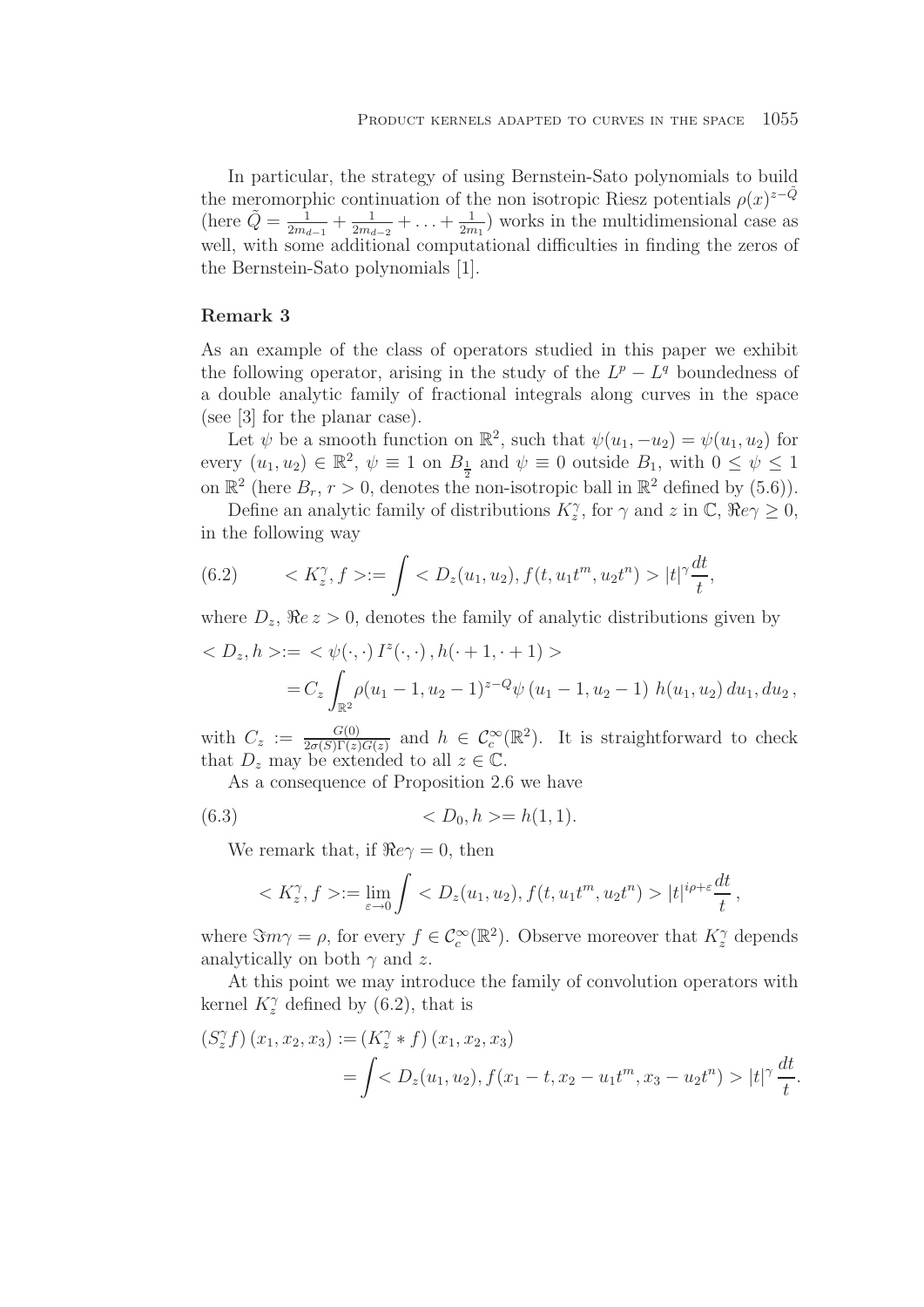In particular, the strategy of using Bernstein-Sato polynomials to build the meromorphic continuation of the non isotropic Riesz potentials $\rho(x)^{z-\tilde{Q}}$ (here $\tilde{Q} = \frac{1}{2m_{d-1}} + \frac{1}{2m_{d-2}} + \ldots + \frac{1}{2m_1}$) works in the multidimensional case as well, with some additional computational difficulties in finding the zeros of the Bernstein-Sato polynomials [1].

**Remark 3**

As an example of the class of operators studied in this paper we exhibit the following operator, arising in the study of the $L^p - L^q$ boundedness of a double analytic family of fractional integrals along curves in the space (see [3] for the planar case).

Let $\psi$ be a smooth function on $\mathbb{R}^2$, such that $\psi(u_1, -u_2) = \psi(u_1, u_2)$ for every $(u_1, u_2) \in \mathbb{R}^2$, $\psi \equiv 1$ on $B_{\frac{1}{2}}$ and $\psi \equiv 0$ outside $B_1$, with $0 \leq \psi \leq 1$ on $\mathbb{R}^2$ (here $B_r$, $r > 0$, denotes the non-isotropic ball in $\mathbb{R}^2$ defined by (5.6)).

Define an analytic family of distributions $K_z^\gamma$, for $\gamma$ and $z$ in $\mathbb{C}$, $\Re e\gamma \geq 0$, in the following way

$$
< K_z^\gamma, f > := \int < D_z(u_1, u_2), f(t, u_1 t^m, u_2 t^n) > |t|^\gamma \frac{dt}{t}, \tag{6.2}
$$

where $D_z$, $\Re e\, z > 0$, denotes the family of analytic distributions given by

$$
\begin{aligned}
< D_z, h > &:= < \psi(\cdot, \cdot)\, I^z(\cdot, \cdot)\,, h(\cdot + 1, \cdot + 1) > \\
&= C_z \int_{\mathbb{R}^2} \rho(u_1 - 1, u_2 - 1)^{z-Q} \psi\,(u_1 - 1, u_2 - 1)\; h(u_1, u_2)\, du_1, du_2\,,
\end{aligned}
$$

with $C_z := \frac{G(0)}{2\sigma(S)\Gamma(z)G(z)}$ and $h \in \mathcal{C}_c^\infty(\mathbb{R}^2)$. It is straightforward to check that $D_z$ may be extended to all $z \in \mathbb{C}$.

As a consequence of Proposition 2.6 we have

$$
< D_0, h > = h(1, 1). \tag{6.3}
$$

We remark that, if $\Re e\gamma = 0$, then

$$
< K_z^\gamma, f > := \lim_{\varepsilon \to 0} \int < D_z(u_1, u_2), f(t, u_1 t^m, u_2 t^n) > |t|^{i\rho + \varepsilon} \frac{dt}{t}\,,
$$

where $\Im m\gamma = \rho$, for every $f \in \mathcal{C}_c^\infty(\mathbb{R}^2)$. Observe moreover that $K_z^\gamma$ depends analytically on both $\gamma$ and $z$.

At this point we may introduce the family of convolution operators with kernel $K_z^\gamma$ defined by (6.2), that is

$$
\begin{aligned}
(S_z^\gamma f)\,(x_1, x_2, x_3) &:= (K_z^\gamma * f)\,(x_1, x_2, x_3) \\
&= \int < D_z(u_1, u_2), f(x_1 - t, x_2 - u_1 t^m, x_3 - u_2 t^n) > |t|^\gamma \frac{dt}{t}.
\end{aligned}
$$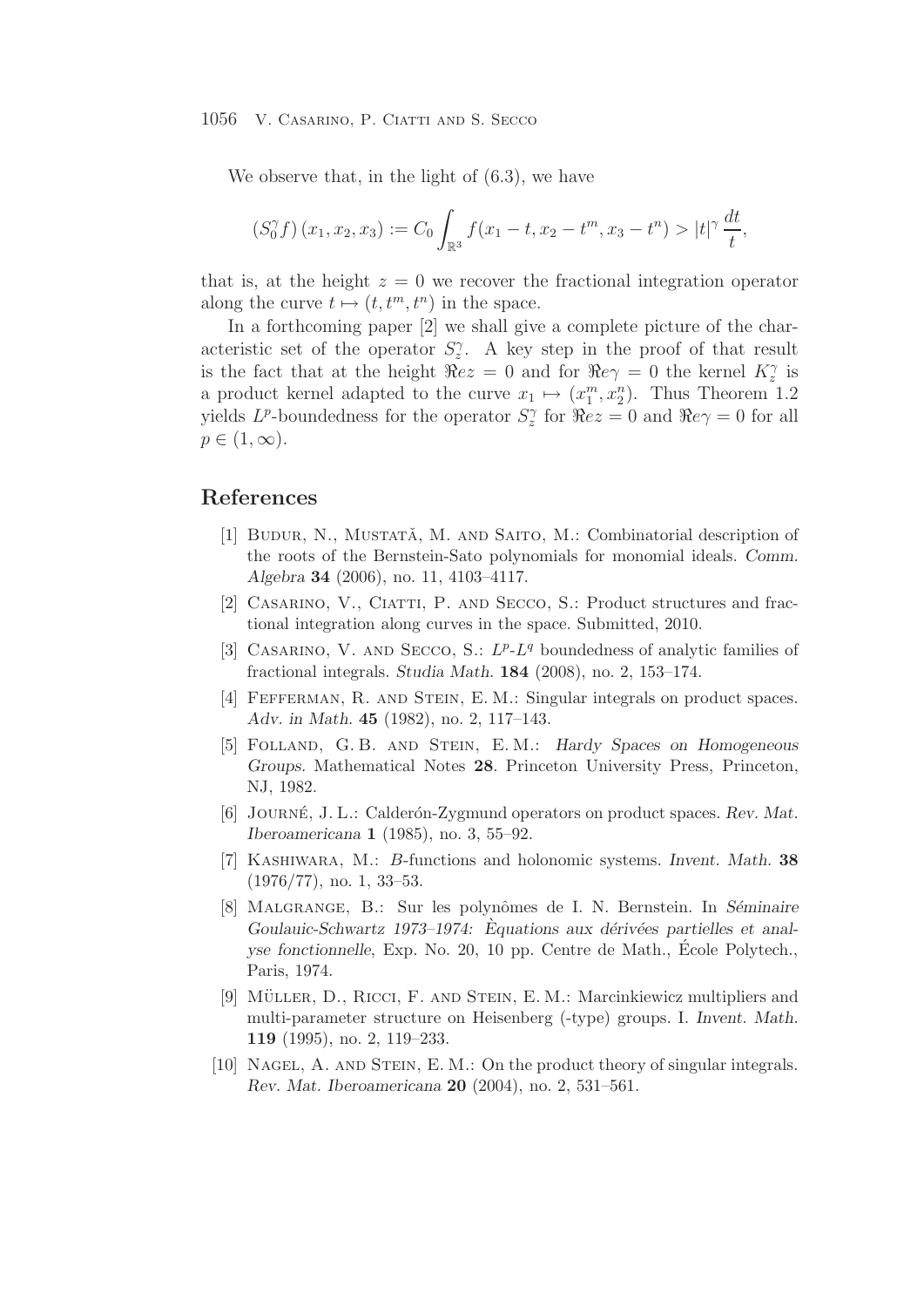We observe that, in the light of (6.3), we have

$$(S_0^\gamma f)(x_1, x_2, x_3) := C_0 \int_{\mathbb{R}^3} f(x_1 - t, x_2 - t^m, x_3 - t^n) > |t|^\gamma \frac{dt}{t},$$

that is, at the height $z = 0$ we recover the fractional integration operator along the curve $t \mapsto (t, t^m, t^n)$ in the space.

In a forthcoming paper [2] we shall give a complete picture of the characteristic set of the operator $S_z^\gamma$. A key step in the proof of that result is the fact that at the height $\Re e z = 0$ and for $\Re e \gamma = 0$ the kernel $K_z^\gamma$ is a product kernel adapted to the curve $x_1 \mapsto (x_1^m, x_2^n)$. Thus Theorem 1.2 yields $L^p$-boundedness for the operator $S_z^\gamma$ for $\Re e z = 0$ and $\Re e \gamma = 0$ for all $p \in (1, \infty)$.

## References

[1] Budur, N., Mustaţă, M. and Saito, M.: Combinatorial description of the roots of the Bernstein-Sato polynomials for monomial ideals. *Comm. Algebra* **34** (2006), no. 11, 4103–4117.

[2] Casarino, V., Ciatti, P. and Secco, S.: Product structures and fractional integration along curves in the space. Submitted, 2010.

[3] Casarino, V. and Secco, S.: $L^p$-$L^q$ boundedness of analytic families of fractional integrals. *Studia Math.* **184** (2008), no. 2, 153–174.

[4] Fefferman, R. and Stein, E. M.: Singular integrals on product spaces. *Adv. in Math.* **45** (1982), no. 2, 117–143.

[5] Folland, G. B. and Stein, E. M.: *Hardy Spaces on Homogeneous Groups*. Mathematical Notes **28**. Princeton University Press, Princeton, NJ, 1982.

[6] Journé, J. L.: Calderón-Zygmund operators on product spaces. *Rev. Mat. Iberoamericana* **1** (1985), no. 3, 55–92.

[7] Kashiwara, M.: $B$-functions and holonomic systems. *Invent. Math.* **38** (1976/77), no. 1, 33–53.

[8] Malgrange, B.: Sur les polynômes de I. N. Bernstein. In *Séminaire Goulauic-Schwartz 1973–1974: Èquations aux dérivées partielles et analyse fonctionnelle*, Exp. No. 20, 10 pp. Centre de Math., École Polytech., Paris, 1974.

[9] Müller, D., Ricci, F. and Stein, E. M.: Marcinkiewicz multipliers and multi-parameter structure on Heisenberg (-type) groups. I. *Invent. Math.* **119** (1995), no. 2, 119–233.

[10] Nagel, A. and Stein, E. M.: On the product theory of singular integrals. *Rev. Mat. Iberoamericana* **20** (2004), no. 2, 531–561.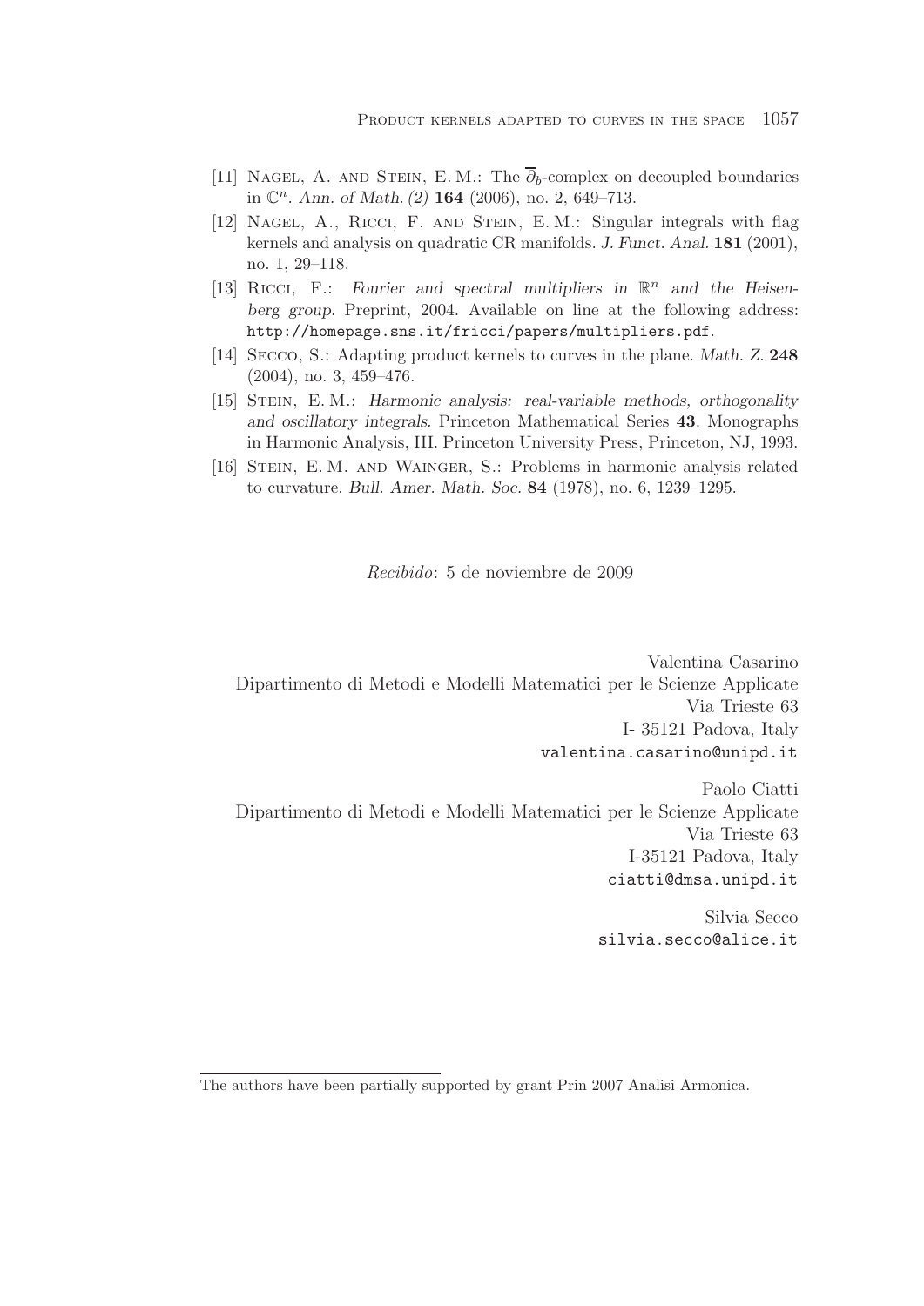[11] Nagel, A. and Stein, E. M.: The $\overline{\partial}_b$-complex on decoupled boundaries in $\mathbb{C}^n$. *Ann. of Math. (2)* **164** (2006), no. 2, 649–713.

[12] Nagel, A., Ricci, F. and Stein, E. M.: Singular integrals with flag kernels and analysis on quadratic CR manifolds. *J. Funct. Anal.* **181** (2001), no. 1, 29–118.

[13] Ricci, F.: *Fourier and spectral multipliers in* $\mathbb{R}^n$ *and the Heisenberg group*. Preprint, 2004. Available on line at the following address: http://homepage.sns.it/fricci/papers/multipliers.pdf.

[14] Secco, S.: Adapting product kernels to curves in the plane. *Math. Z.* **248** (2004), no. 3, 459–476.

[15] Stein, E. M.: *Harmonic analysis: real-variable methods, orthogonality and oscillatory integrals*. Princeton Mathematical Series **43**. Monographs in Harmonic Analysis, III. Princeton University Press, Princeton, NJ, 1993.

[16] Stein, E. M. and Wainger, S.: Problems in harmonic analysis related to curvature. *Bull. Amer. Math. Soc.* **84** (1978), no. 6, 1239–1295.

*Recibido*: 5 de noviembre de 2009

Valentina Casarino
Dipartimento di Metodi e Modelli Matematici per le Scienze Applicate
Via Trieste 63
I- 35121 Padova, Italy
valentina.casarino@unipd.it

Paolo Ciatti
Dipartimento di Metodi e Modelli Matematici per le Scienze Applicate
Via Trieste 63
I-35121 Padova, Italy
ciatti@dmsa.unipd.it

Silvia Secco
silvia.secco@alice.it

The authors have been partially supported by grant Prin 2007 Analisi Armonica.